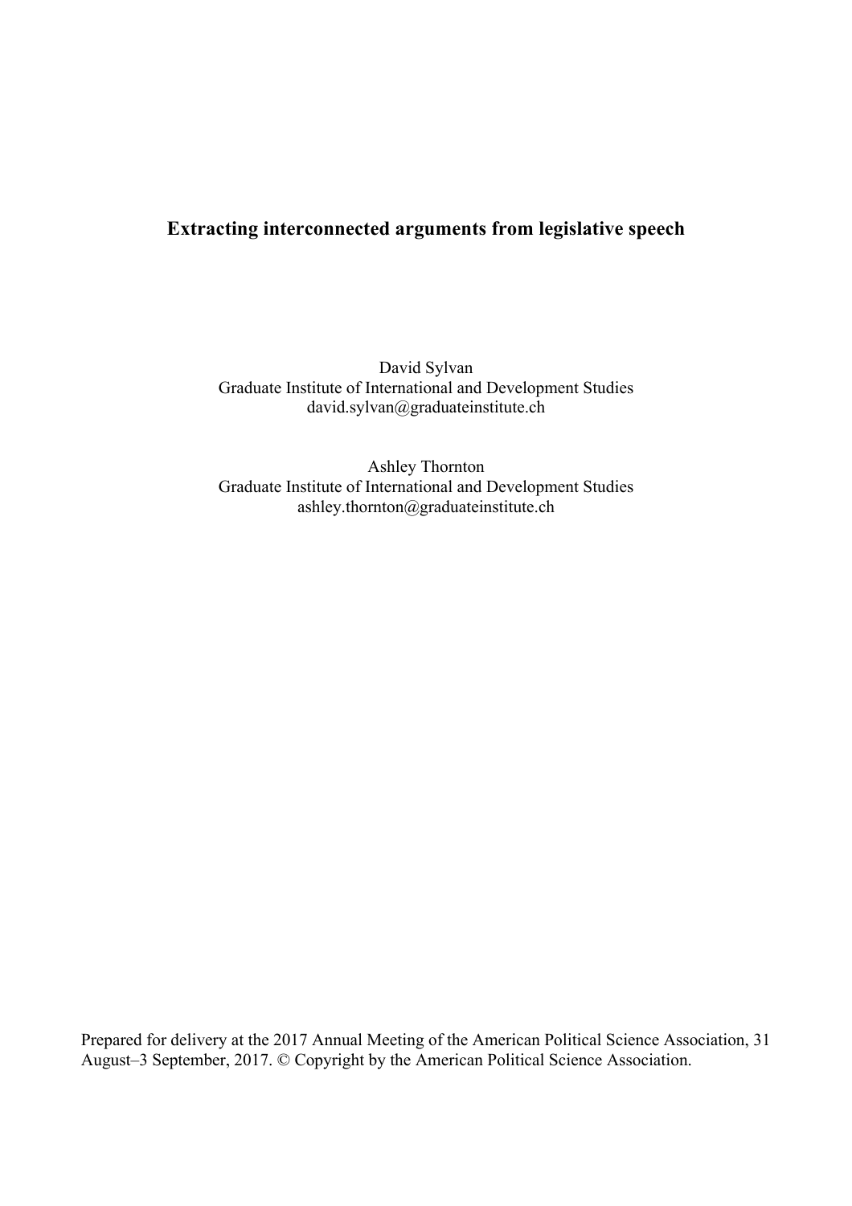# Extracting interconnected arguments from legislative speech

David Sylvan
Graduate Institute of International and Development Studies
david.sylvan@graduateinstitute.ch

Ashley Thornton
Graduate Institute of International and Development Studies
ashley.thornton@graduateinstitute.ch

Prepared for delivery at the 2017 Annual Meeting of the American Political Science Association, 31 August–3 September, 2017. © Copyright by the American Political Science Association.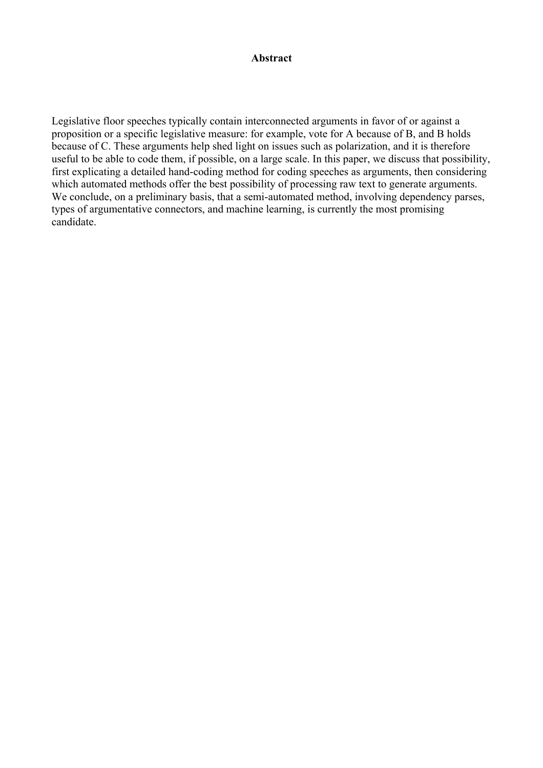## Abstract

Legislative floor speeches typically contain interconnected arguments in favor of or against a proposition or a specific legislative measure: for example, vote for A because of B, and B holds because of C. These arguments help shed light on issues such as polarization, and it is therefore useful to be able to code them, if possible, on a large scale. In this paper, we discuss that possibility, first explicating a detailed hand-coding method for coding speeches as arguments, then considering which automated methods offer the best possibility of processing raw text to generate arguments. We conclude, on a preliminary basis, that a semi-automated method, involving dependency parses, types of argumentative connectors, and machine learning, is currently the most promising candidate.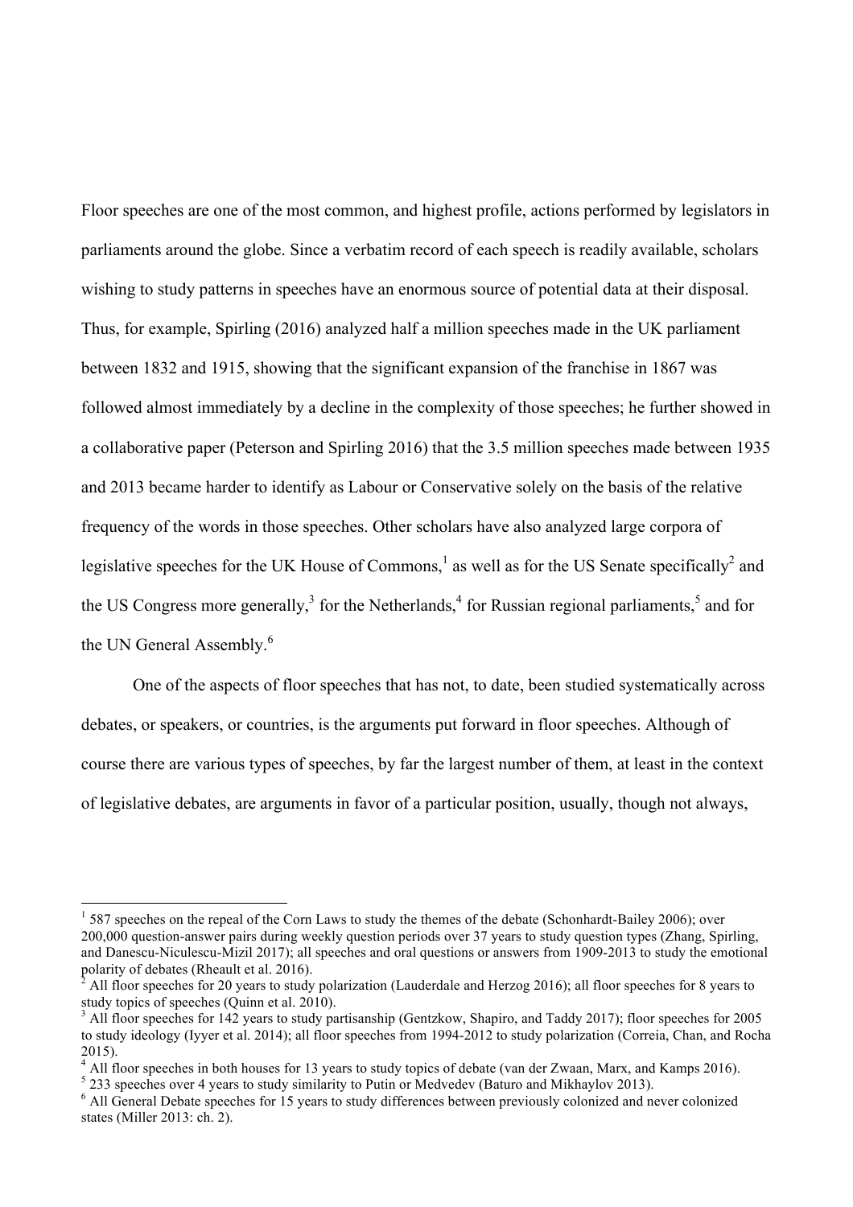Floor speeches are one of the most common, and highest profile, actions performed by legislators in parliaments around the globe. Since a verbatim record of each speech is readily available, scholars wishing to study patterns in speeches have an enormous source of potential data at their disposal. Thus, for example, Spirling (2016) analyzed half a million speeches made in the UK parliament between 1832 and 1915, showing that the significant expansion of the franchise in 1867 was followed almost immediately by a decline in the complexity of those speeches; he further showed in a collaborative paper (Peterson and Spirling 2016) that the 3.5 million speeches made between 1935 and 2013 became harder to identify as Labour or Conservative solely on the basis of the relative frequency of the words in those speeches. Other scholars have also analyzed large corpora of legislative speeches for the UK House of Commons,[1] as well as for the US Senate specifically[2] and the US Congress more generally,[3] for the Netherlands,[4] for Russian regional parliaments,[5] and for the UN General Assembly.[6]

One of the aspects of floor speeches that has not, to date, been studied systematically across debates, or speakers, or countries, is the arguments put forward in floor speeches. Although of course there are various types of speeches, by far the largest number of them, at least in the context of legislative debates, are arguments in favor of a particular position, usually, though not always,

---

[1] 587 speeches on the repeal of the Corn Laws to study the themes of the debate (Schonhardt-Bailey 2006); over 200,000 question-answer pairs during weekly question periods over 37 years to study question types (Zhang, Spirling, and Danescu-Niculescu-Mizil 2017); all speeches and oral questions or answers from 1909-2013 to study the emotional polarity of debates (Rheault et al. 2016).

[2] All floor speeches for 20 years to study polarization (Lauderdale and Herzog 2016); all floor speeches for 8 years to study topics of speeches (Quinn et al. 2010).

[3] All floor speeches for 142 years to study partisanship (Gentzkow, Shapiro, and Taddy 2017); floor speeches for 2005 to study ideology (Iyyer et al. 2014); all floor speeches from 1994-2012 to study polarization (Correia, Chan, and Rocha 2015).

[4] All floor speeches in both houses for 13 years to study topics of debate (van der Zwaan, Marx, and Kamps 2016).

[5] 233 speeches over 4 years to study similarity to Putin or Medvedev (Baturo and Mikhaylov 2013).

[6] All General Debate speeches for 15 years to study differences between previously colonized and never colonized states (Miller 2013: ch. 2).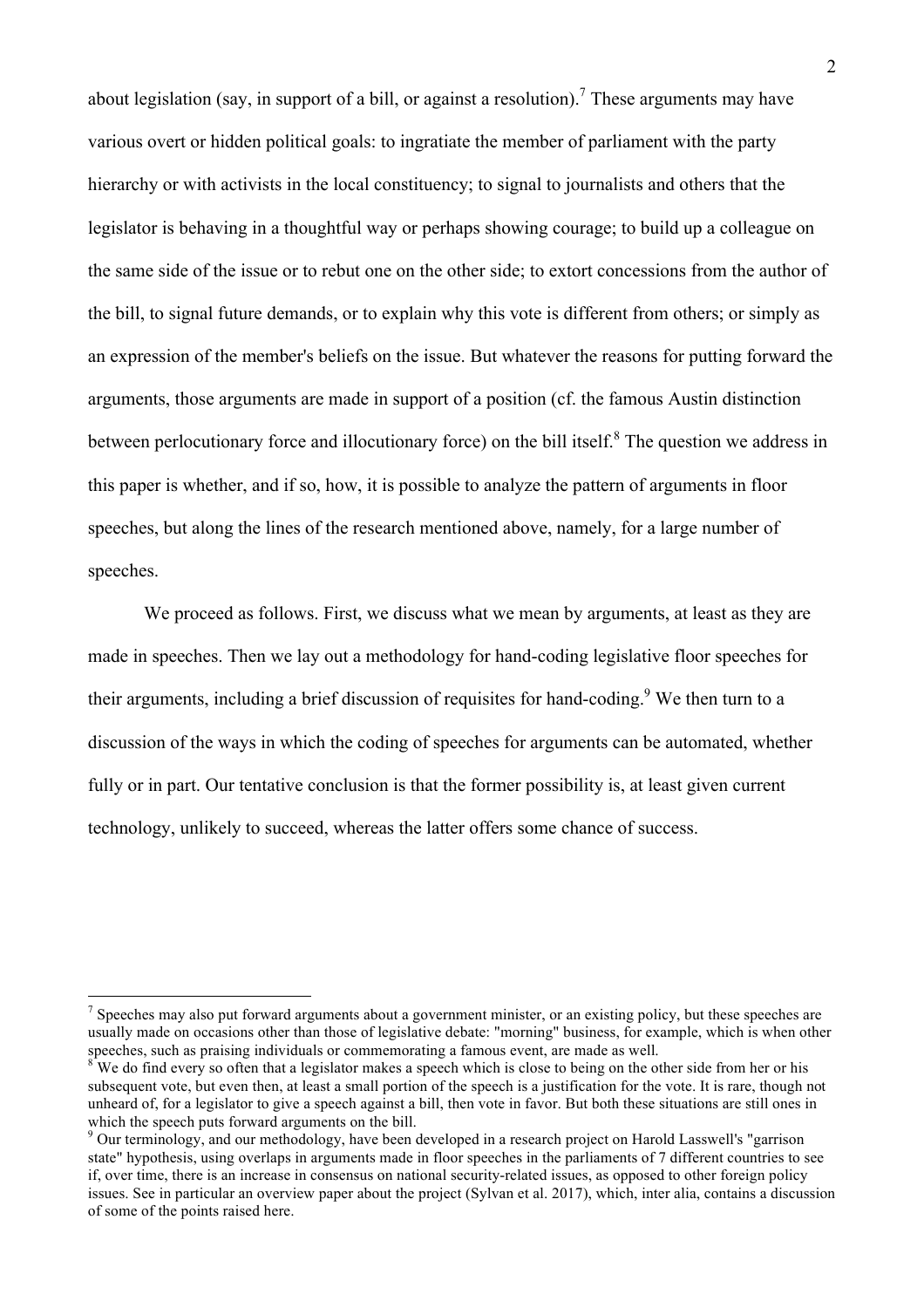about legislation (say, in support of a bill, or against a resolution).[7] These arguments may have various overt or hidden political goals: to ingratiate the member of parliament with the party hierarchy or with activists in the local constituency; to signal to journalists and others that the legislator is behaving in a thoughtful way or perhaps showing courage; to build up a colleague on the same side of the issue or to rebut one on the other side; to extort concessions from the author of the bill, to signal future demands, or to explain why this vote is different from others; or simply as an expression of the member's beliefs on the issue. But whatever the reasons for putting forward the arguments, those arguments are made in support of a position (cf. the famous Austin distinction between perlocutionary force and illocutionary force) on the bill itself.[8] The question we address in this paper is whether, and if so, how, it is possible to analyze the pattern of arguments in floor speeches, but along the lines of the research mentioned above, namely, for a large number of speeches.

We proceed as follows. First, we discuss what we mean by arguments, at least as they are made in speeches. Then we lay out a methodology for hand-coding legislative floor speeches for their arguments, including a brief discussion of requisites for hand-coding.[9] We then turn to a discussion of the ways in which the coding of speeches for arguments can be automated, whether fully or in part. Our tentative conclusion is that the former possibility is, at least given current technology, unlikely to succeed, whereas the latter offers some chance of success.

[7] Speeches may also put forward arguments about a government minister, or an existing policy, but these speeches are usually made on occasions other than those of legislative debate: "morning" business, for example, which is when other speeches, such as praising individuals or commemorating a famous event, are made as well.

[8] We do find every so often that a legislator makes a speech which is close to being on the other side from her or his subsequent vote, but even then, at least a small portion of the speech is a justification for the vote. It is rare, though not unheard of, for a legislator to give a speech against a bill, then vote in favor. But both these situations are still ones in which the speech puts forward arguments on the bill.

[9] Our terminology, and our methodology, have been developed in a research project on Harold Lasswell's "garrison state" hypothesis, using overlaps in arguments made in floor speeches in the parliaments of 7 different countries to see if, over time, there is an increase in consensus on national security-related issues, as opposed to other foreign policy issues. See in particular an overview paper about the project (Sylvan et al. 2017), which, inter alia, contains a discussion of some of the points raised here.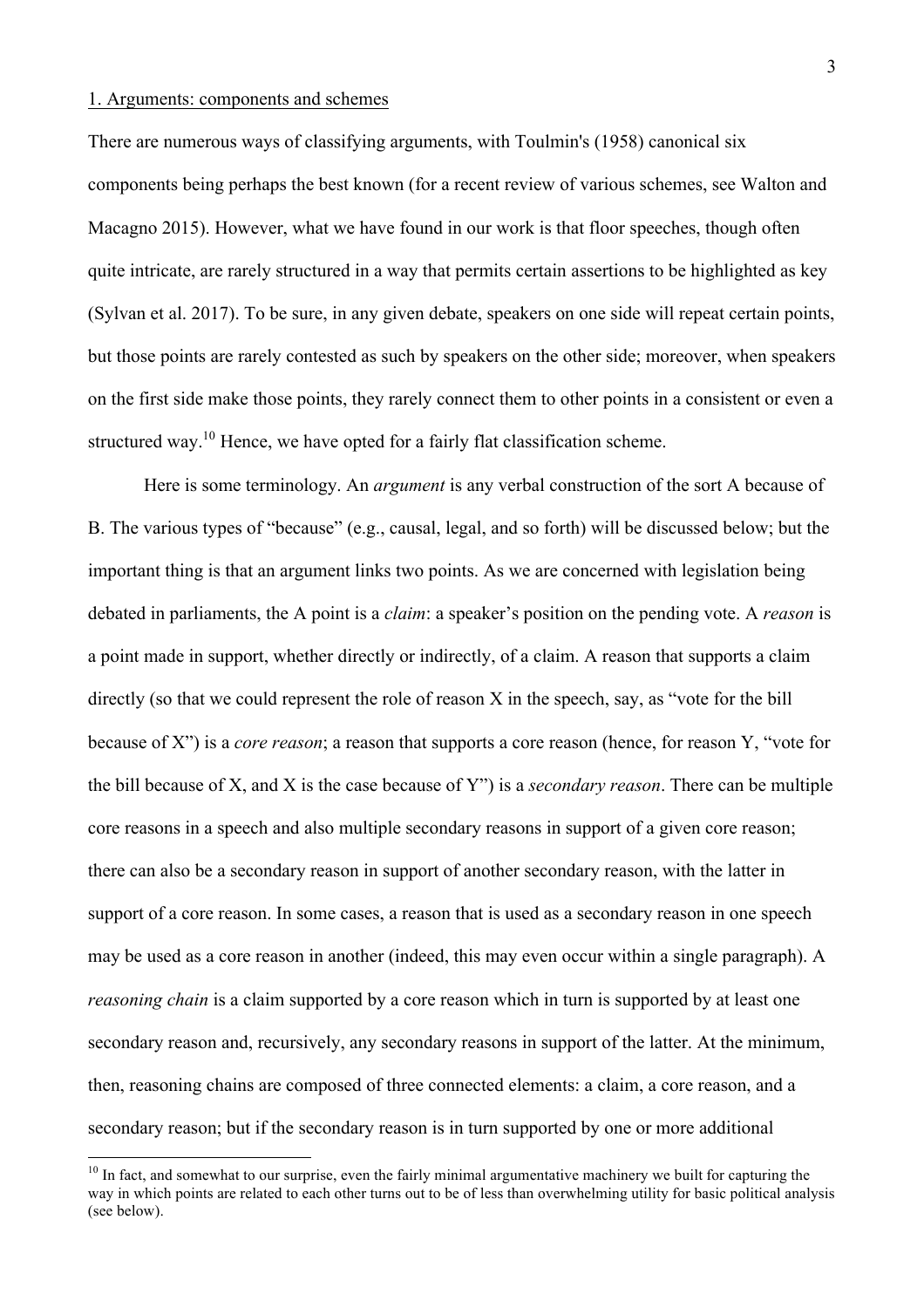## 1. Arguments: components and schemes

There are numerous ways of classifying arguments, with Toulmin's (1958) canonical six components being perhaps the best known (for a recent review of various schemes, see Walton and Macagno 2015). However, what we have found in our work is that floor speeches, though often quite intricate, are rarely structured in a way that permits certain assertions to be highlighted as key (Sylvan et al. 2017). To be sure, in any given debate, speakers on one side will repeat certain points, but those points are rarely contested as such by speakers on the other side; moreover, when speakers on the first side make those points, they rarely connect them to other points in a consistent or even a structured way.[10] Hence, we have opted for a fairly flat classification scheme.

Here is some terminology. An *argument* is any verbal construction of the sort A because of B. The various types of "because" (e.g., causal, legal, and so forth) will be discussed below; but the important thing is that an argument links two points. As we are concerned with legislation being debated in parliaments, the A point is a *claim*: a speaker's position on the pending vote. A *reason* is a point made in support, whether directly or indirectly, of a claim. A reason that supports a claim directly (so that we could represent the role of reason X in the speech, say, as "vote for the bill because of X") is a *core reason*; a reason that supports a core reason (hence, for reason Y, "vote for the bill because of X, and X is the case because of Y") is a *secondary reason*. There can be multiple core reasons in a speech and also multiple secondary reasons in support of a given core reason; there can also be a secondary reason in support of another secondary reason, with the latter in support of a core reason. In some cases, a reason that is used as a secondary reason in one speech may be used as a core reason in another (indeed, this may even occur within a single paragraph). A *reasoning chain* is a claim supported by a core reason which in turn is supported by at least one secondary reason and, recursively, any secondary reasons in support of the latter. At the minimum, then, reasoning chains are composed of three connected elements: a claim, a core reason, and a secondary reason; but if the secondary reason is in turn supported by one or more additional

[10] In fact, and somewhat to our surprise, even the fairly minimal argumentative machinery we built for capturing the way in which points are related to each other turns out to be of less than overwhelming utility for basic political analysis (see below).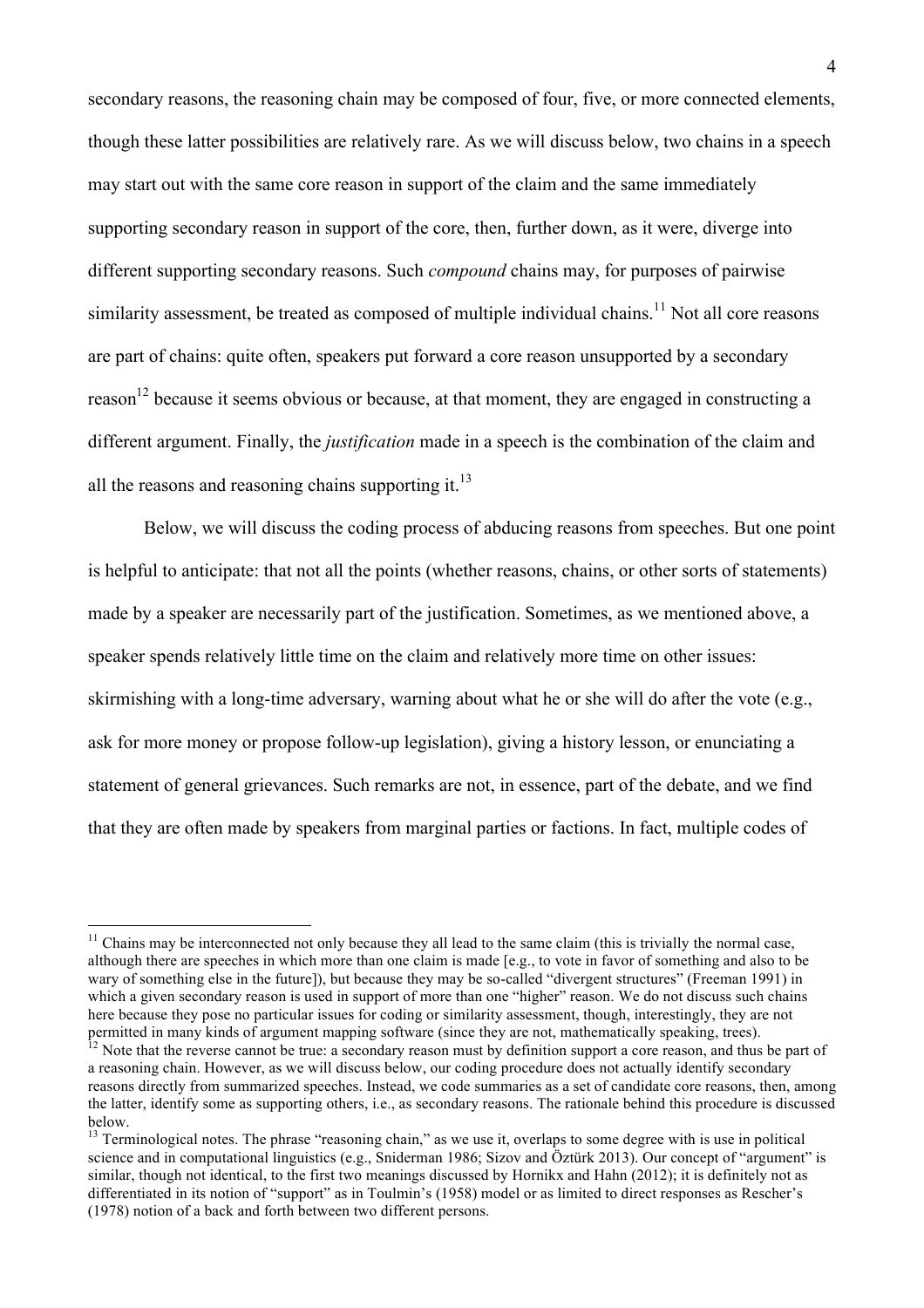secondary reasons, the reasoning chain may be composed of four, five, or more connected elements, though these latter possibilities are relatively rare. As we will discuss below, two chains in a speech may start out with the same core reason in support of the claim and the same immediately supporting secondary reason in support of the core, then, further down, as it were, diverge into different supporting secondary reasons. Such *compound* chains may, for purposes of pairwise similarity assessment, be treated as composed of multiple individual chains.[11] Not all core reasons are part of chains: quite often, speakers put forward a core reason unsupported by a secondary reason[12] because it seems obvious or because, at that moment, they are engaged in constructing a different argument. Finally, the *justification* made in a speech is the combination of the claim and all the reasons and reasoning chains supporting it.[13]

Below, we will discuss the coding process of abducing reasons from speeches. But one point is helpful to anticipate: that not all the points (whether reasons, chains, or other sorts of statements) made by a speaker are necessarily part of the justification. Sometimes, as we mentioned above, a speaker spends relatively little time on the claim and relatively more time on other issues: skirmishing with a long-time adversary, warning about what he or she will do after the vote (e.g., ask for more money or propose follow-up legislation), giving a history lesson, or enunciating a statement of general grievances. Such remarks are not, in essence, part of the debate, and we find that they are often made by speakers from marginal parties or factions. In fact, multiple codes of

---

[11] Chains may be interconnected not only because they all lead to the same claim (this is trivially the normal case, although there are speeches in which more than one claim is made [e.g., to vote in favor of something and also to be wary of something else in the future]), but because they may be so-called "divergent structures" (Freeman 1991) in which a given secondary reason is used in support of more than one "higher" reason. We do not discuss such chains here because they pose no particular issues for coding or similarity assessment, though, interestingly, they are not permitted in many kinds of argument mapping software (since they are not, mathematically speaking, trees).

[12] Note that the reverse cannot be true: a secondary reason must by definition support a core reason, and thus be part of a reasoning chain. However, as we will discuss below, our coding procedure does not actually identify secondary reasons directly from summarized speeches. Instead, we code summaries as a set of candidate core reasons, then, among the latter, identify some as supporting others, i.e., as secondary reasons. The rationale behind this procedure is discussed below.

[13] Terminological notes. The phrase "reasoning chain," as we use it, overlaps to some degree with is use in political science and in computational linguistics (e.g., Sniderman 1986; Sizov and Öztürk 2013). Our concept of "argument" is similar, though not identical, to the first two meanings discussed by Hornikx and Hahn (2012); it is definitely not as differentiated in its notion of "support" as in Toulmin's (1958) model or as limited to direct responses as Rescher's (1978) notion of a back and forth between two different persons.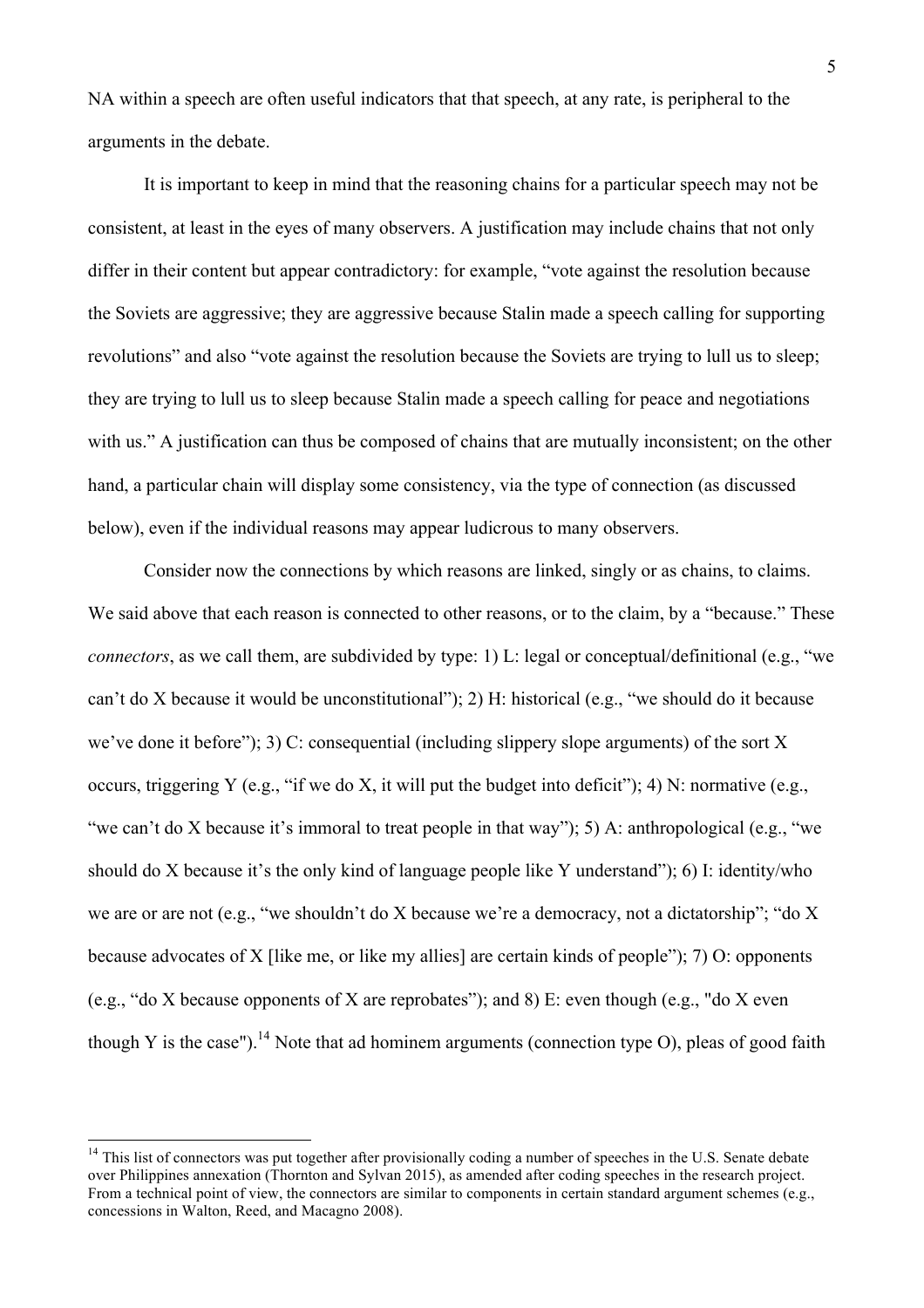NA within a speech are often useful indicators that that speech, at any rate, is peripheral to the arguments in the debate.

It is important to keep in mind that the reasoning chains for a particular speech may not be consistent, at least in the eyes of many observers. A justification may include chains that not only differ in their content but appear contradictory: for example, "vote against the resolution because the Soviets are aggressive; they are aggressive because Stalin made a speech calling for supporting revolutions" and also "vote against the resolution because the Soviets are trying to lull us to sleep; they are trying to lull us to sleep because Stalin made a speech calling for peace and negotiations with us." A justification can thus be composed of chains that are mutually inconsistent; on the other hand, a particular chain will display some consistency, via the type of connection (as discussed below), even if the individual reasons may appear ludicrous to many observers.

Consider now the connections by which reasons are linked, singly or as chains, to claims. We said above that each reason is connected to other reasons, or to the claim, by a "because." These *connectors*, as we call them, are subdivided by type: 1) L: legal or conceptual/definitional (e.g., "we can't do X because it would be unconstitutional"); 2) H: historical (e.g., "we should do it because we've done it before"); 3) C: consequential (including slippery slope arguments) of the sort X occurs, triggering Y (e.g., "if we do X, it will put the budget into deficit"); 4) N: normative (e.g., "we can't do X because it's immoral to treat people in that way"); 5) A: anthropological (e.g., "we should do X because it's the only kind of language people like Y understand"); 6) I: identity/who we are or are not (e.g., "we shouldn't do X because we're a democracy, not a dictatorship"; "do X because advocates of X [like me, or like my allies] are certain kinds of people"); 7) O: opponents (e.g., "do X because opponents of X are reprobates"); and 8) E: even though (e.g., "do X even though Y is the case").[14] Note that ad hominem arguments (connection type O), pleas of good faith

[14] This list of connectors was put together after provisionally coding a number of speeches in the U.S. Senate debate over Philippines annexation (Thornton and Sylvan 2015), as amended after coding speeches in the research project. From a technical point of view, the connectors are similar to components in certain standard argument schemes (e.g., concessions in Walton, Reed, and Macagno 2008).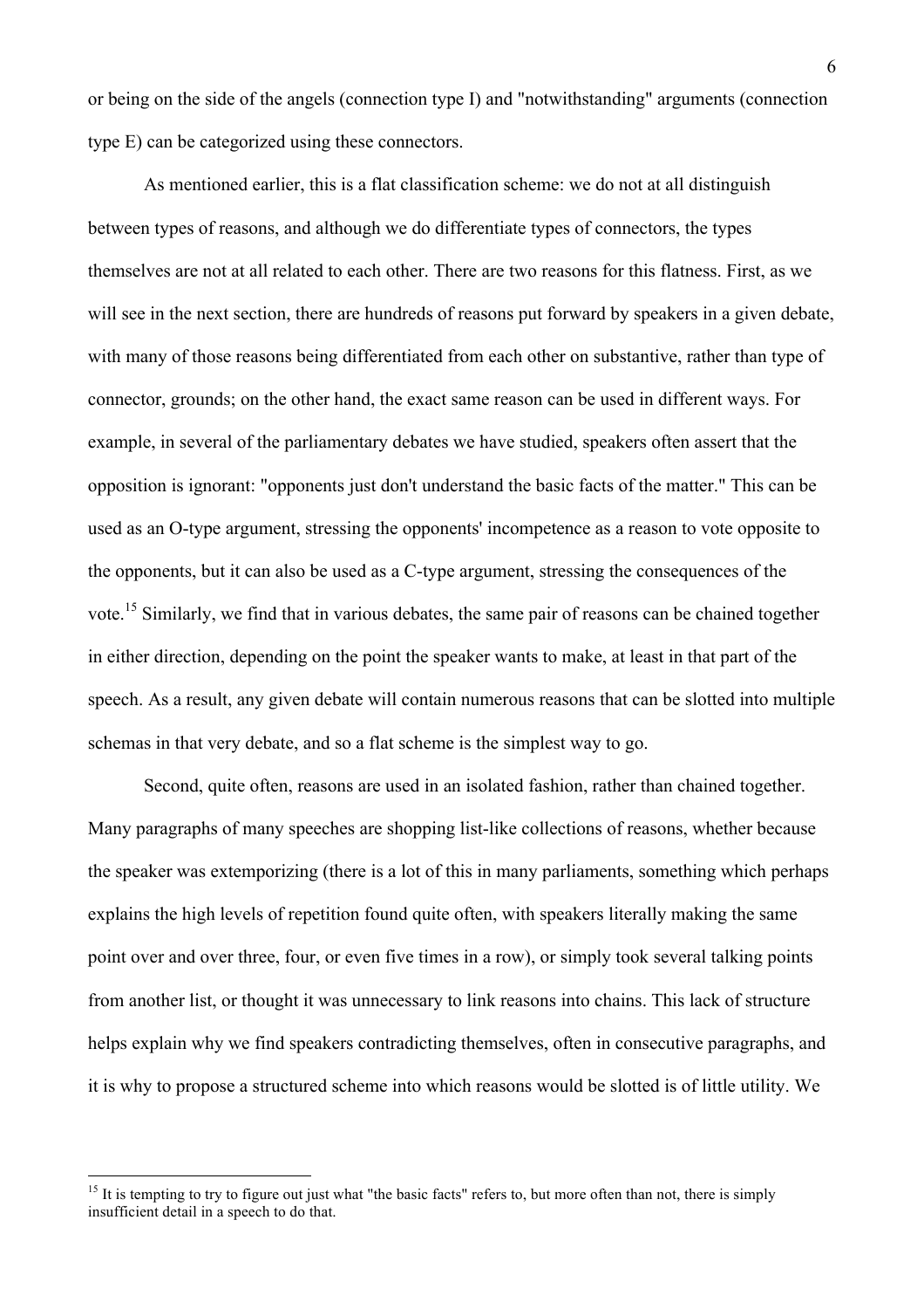or being on the side of the angels (connection type I) and "notwithstanding" arguments (connection type E) can be categorized using these connectors.

As mentioned earlier, this is a flat classification scheme: we do not at all distinguish between types of reasons, and although we do differentiate types of connectors, the types themselves are not at all related to each other. There are two reasons for this flatness. First, as we will see in the next section, there are hundreds of reasons put forward by speakers in a given debate, with many of those reasons being differentiated from each other on substantive, rather than type of connector, grounds; on the other hand, the exact same reason can be used in different ways. For example, in several of the parliamentary debates we have studied, speakers often assert that the opposition is ignorant: "opponents just don't understand the basic facts of the matter." This can be used as an O-type argument, stressing the opponents' incompetence as a reason to vote opposite to the opponents, but it can also be used as a C-type argument, stressing the consequences of the vote.[15] Similarly, we find that in various debates, the same pair of reasons can be chained together in either direction, depending on the point the speaker wants to make, at least in that part of the speech. As a result, any given debate will contain numerous reasons that can be slotted into multiple schemas in that very debate, and so a flat scheme is the simplest way to go.

Second, quite often, reasons are used in an isolated fashion, rather than chained together. Many paragraphs of many speeches are shopping list-like collections of reasons, whether because the speaker was extemporizing (there is a lot of this in many parliaments, something which perhaps explains the high levels of repetition found quite often, with speakers literally making the same point over and over three, four, or even five times in a row), or simply took several talking points from another list, or thought it was unnecessary to link reasons into chains. This lack of structure helps explain why we find speakers contradicting themselves, often in consecutive paragraphs, and it is why to propose a structured scheme into which reasons would be slotted is of little utility. We

[15] It is tempting to try to figure out just what "the basic facts" refers to, but more often than not, there is simply insufficient detail in a speech to do that.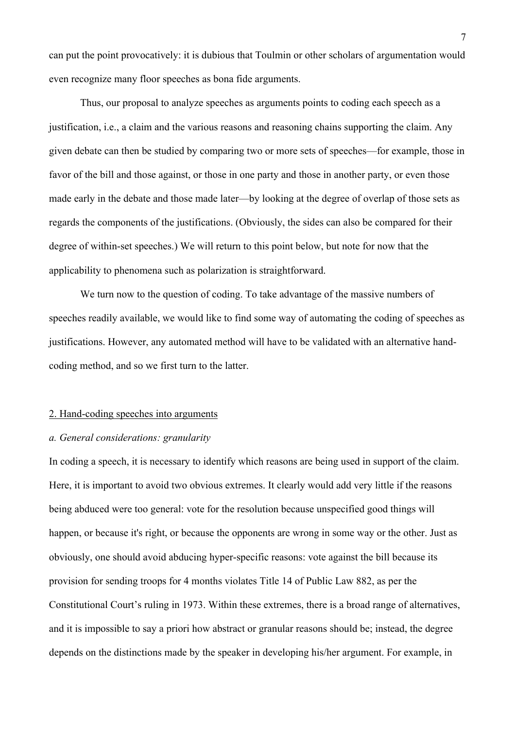can put the point provocatively: it is dubious that Toulmin or other scholars of argumentation would even recognize many floor speeches as bona fide arguments.

Thus, our proposal to analyze speeches as arguments points to coding each speech as a justification, i.e., a claim and the various reasons and reasoning chains supporting the claim. Any given debate can then be studied by comparing two or more sets of speeches—for example, those in favor of the bill and those against, or those in one party and those in another party, or even those made early in the debate and those made later—by looking at the degree of overlap of those sets as regards the components of the justifications. (Obviously, the sides can also be compared for their degree of within-set speeches.) We will return to this point below, but note for now that the applicability to phenomena such as polarization is straightforward.

We turn now to the question of coding. To take advantage of the massive numbers of speeches readily available, we would like to find some way of automating the coding of speeches as justifications. However, any automated method will have to be validated with an alternative hand-coding method, and so we first turn to the latter.

## 2. Hand-coding speeches into arguments

### *a. General considerations: granularity*

In coding a speech, it is necessary to identify which reasons are being used in support of the claim. Here, it is important to avoid two obvious extremes. It clearly would add very little if the reasons being abduced were too general: vote for the resolution because unspecified good things will happen, or because it's right, or because the opponents are wrong in some way or the other. Just as obviously, one should avoid abducing hyper-specific reasons: vote against the bill because its provision for sending troops for 4 months violates Title 14 of Public Law 882, as per the Constitutional Court's ruling in 1973. Within these extremes, there is a broad range of alternatives, and it is impossible to say a priori how abstract or granular reasons should be; instead, the degree depends on the distinctions made by the speaker in developing his/her argument. For example, in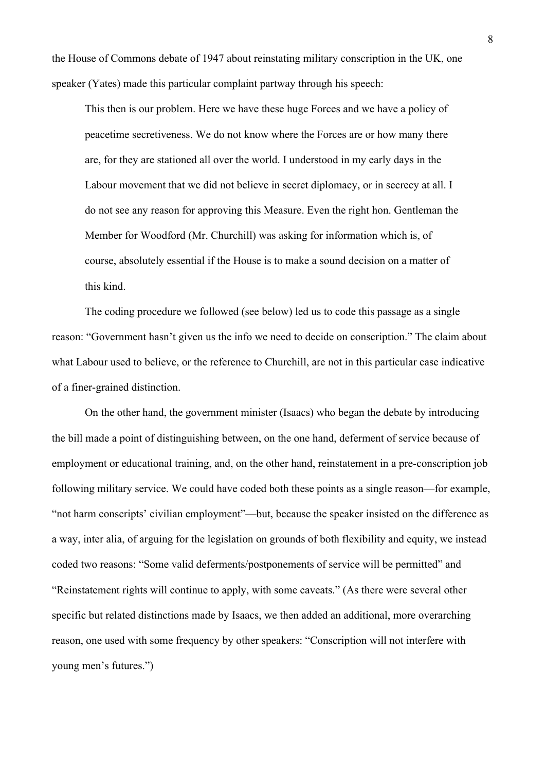the House of Commons debate of 1947 about reinstating military conscription in the UK, one speaker (Yates) made this particular complaint partway through his speech:

> This then is our problem. Here we have these huge Forces and we have a policy of peacetime secretiveness. We do not know where the Forces are or how many there are, for they are stationed all over the world. I understood in my early days in the Labour movement that we did not believe in secret diplomacy, or in secrecy at all. I do not see any reason for approving this Measure. Even the right hon. Gentleman the Member for Woodford (Mr. Churchill) was asking for information which is, of course, absolutely essential if the House is to make a sound decision on a matter of this kind.

The coding procedure we followed (see below) led us to code this passage as a single reason: "Government hasn't given us the info we need to decide on conscription." The claim about what Labour used to believe, or the reference to Churchill, are not in this particular case indicative of a finer-grained distinction.

On the other hand, the government minister (Isaacs) who began the debate by introducing the bill made a point of distinguishing between, on the one hand, deferment of service because of employment or educational training, and, on the other hand, reinstatement in a pre-conscription job following military service. We could have coded both these points as a single reason—for example, "not harm conscripts' civilian employment"—but, because the speaker insisted on the difference as a way, inter alia, of arguing for the legislation on grounds of both flexibility and equity, we instead coded two reasons: "Some valid deferments/postponements of service will be permitted" and "Reinstatement rights will continue to apply, with some caveats." (As there were several other specific but related distinctions made by Isaacs, we then added an additional, more overarching reason, one used with some frequency by other speakers: "Conscription will not interfere with young men's futures.")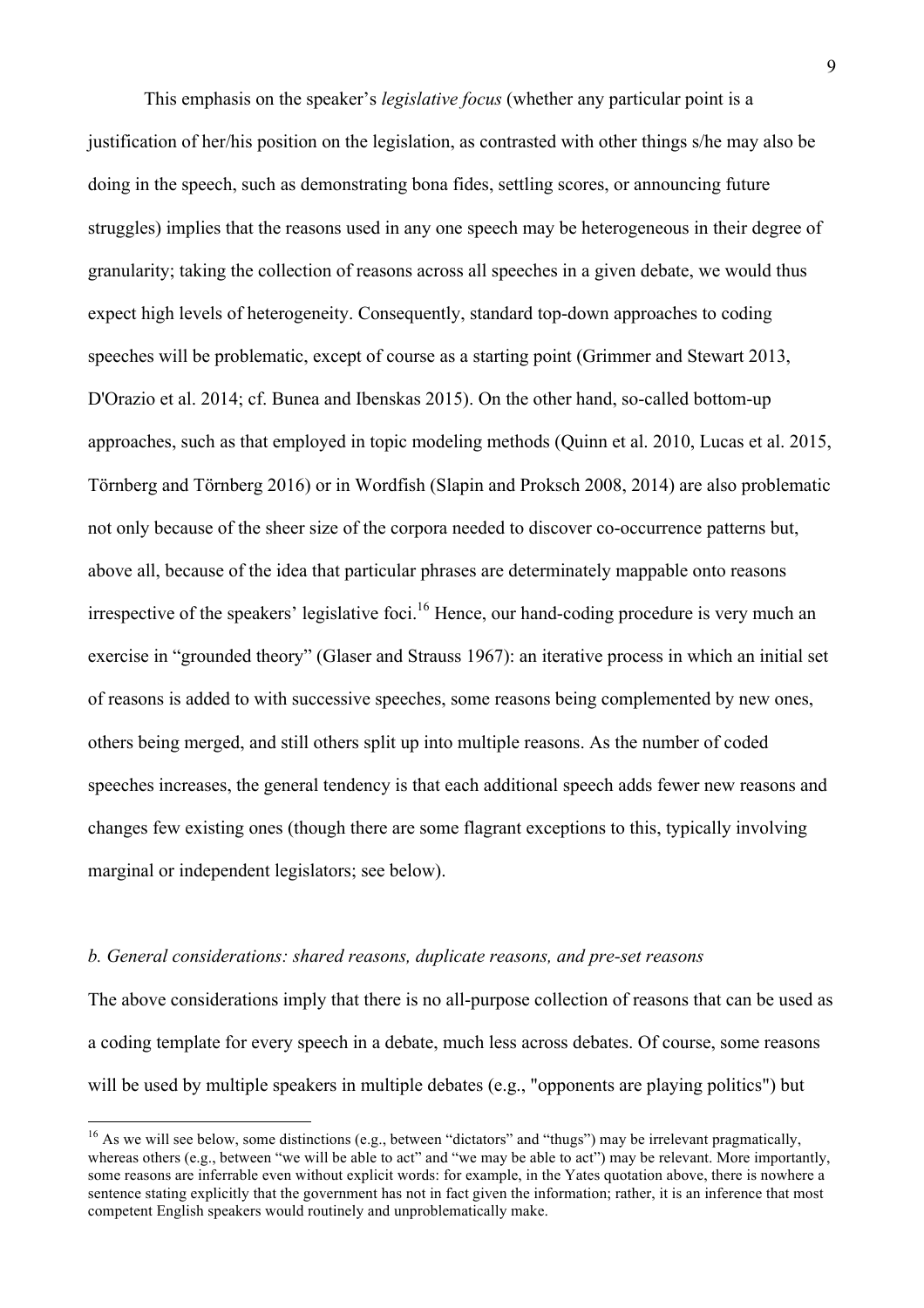This emphasis on the speaker's *legislative focus* (whether any particular point is a justification of her/his position on the legislation, as contrasted with other things s/he may also be doing in the speech, such as demonstrating bona fides, settling scores, or announcing future struggles) implies that the reasons used in any one speech may be heterogeneous in their degree of granularity; taking the collection of reasons across all speeches in a given debate, we would thus expect high levels of heterogeneity. Consequently, standard top-down approaches to coding speeches will be problematic, except of course as a starting point (Grimmer and Stewart 2013, D'Orazio et al. 2014; cf. Bunea and Ibenskas 2015). On the other hand, so-called bottom-up approaches, such as that employed in topic modeling methods (Quinn et al. 2010, Lucas et al. 2015, Törnberg and Törnberg 2016) or in Wordfish (Slapin and Proksch 2008, 2014) are also problematic not only because of the sheer size of the corpora needed to discover co-occurrence patterns but, above all, because of the idea that particular phrases are determinately mappable onto reasons irrespective of the speakers' legislative foci.[16] Hence, our hand-coding procedure is very much an exercise in "grounded theory" (Glaser and Strauss 1967): an iterative process in which an initial set of reasons is added to with successive speeches, some reasons being complemented by new ones, others being merged, and still others split up into multiple reasons. As the number of coded speeches increases, the general tendency is that each additional speech adds fewer new reasons and changes few existing ones (though there are some flagrant exceptions to this, typically involving marginal or independent legislators; see below).

*b. General considerations: shared reasons, duplicate reasons, and pre-set reasons*

The above considerations imply that there is no all-purpose collection of reasons that can be used as a coding template for every speech in a debate, much less across debates. Of course, some reasons will be used by multiple speakers in multiple debates (e.g., "opponents are playing politics") but

[16] As we will see below, some distinctions (e.g., between "dictators" and "thugs") may be irrelevant pragmatically, whereas others (e.g., between "we will be able to act" and "we may be able to act") may be relevant. More importantly, some reasons are inferrable even without explicit words: for example, in the Yates quotation above, there is nowhere a sentence stating explicitly that the government has not in fact given the information; rather, it is an inference that most competent English speakers would routinely and unproblematically make.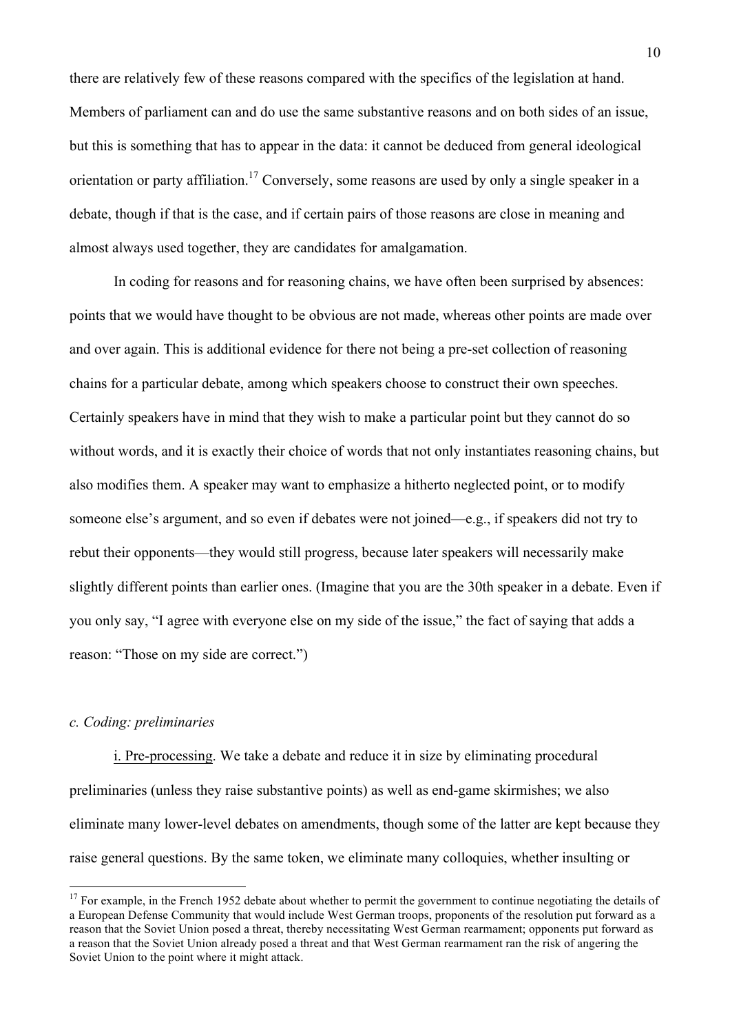there are relatively few of these reasons compared with the specifics of the legislation at hand. Members of parliament can and do use the same substantive reasons and on both sides of an issue, but this is something that has to appear in the data: it cannot be deduced from general ideological orientation or party affiliation.[17] Conversely, some reasons are used by only a single speaker in a debate, though if that is the case, and if certain pairs of those reasons are close in meaning and almost always used together, they are candidates for amalgamation.

In coding for reasons and for reasoning chains, we have often been surprised by absences: points that we would have thought to be obvious are not made, whereas other points are made over and over again. This is additional evidence for there not being a pre-set collection of reasoning chains for a particular debate, among which speakers choose to construct their own speeches. Certainly speakers have in mind that they wish to make a particular point but they cannot do so without words, and it is exactly their choice of words that not only instantiates reasoning chains, but also modifies them. A speaker may want to emphasize a hitherto neglected point, or to modify someone else's argument, and so even if debates were not joined—e.g., if speakers did not try to rebut their opponents—they would still progress, because later speakers will necessarily make slightly different points than earlier ones. (Imagine that you are the 30th speaker in a debate. Even if you only say, "I agree with everyone else on my side of the issue," the fact of saying that adds a reason: "Those on my side are correct.")

### *c. Coding: preliminaries*

<u>i. Pre-processing</u>. We take a debate and reduce it in size by eliminating procedural preliminaries (unless they raise substantive points) as well as end-game skirmishes; we also eliminate many lower-level debates on amendments, though some of the latter are kept because they raise general questions. By the same token, we eliminate many colloquies, whether insulting or

[17] For example, in the French 1952 debate about whether to permit the government to continue negotiating the details of a European Defense Community that would include West German troops, proponents of the resolution put forward as a reason that the Soviet Union posed a threat, thereby necessitating West German rearmament; opponents put forward as a reason that the Soviet Union already posed a threat and that West German rearmament ran the risk of angering the Soviet Union to the point where it might attack.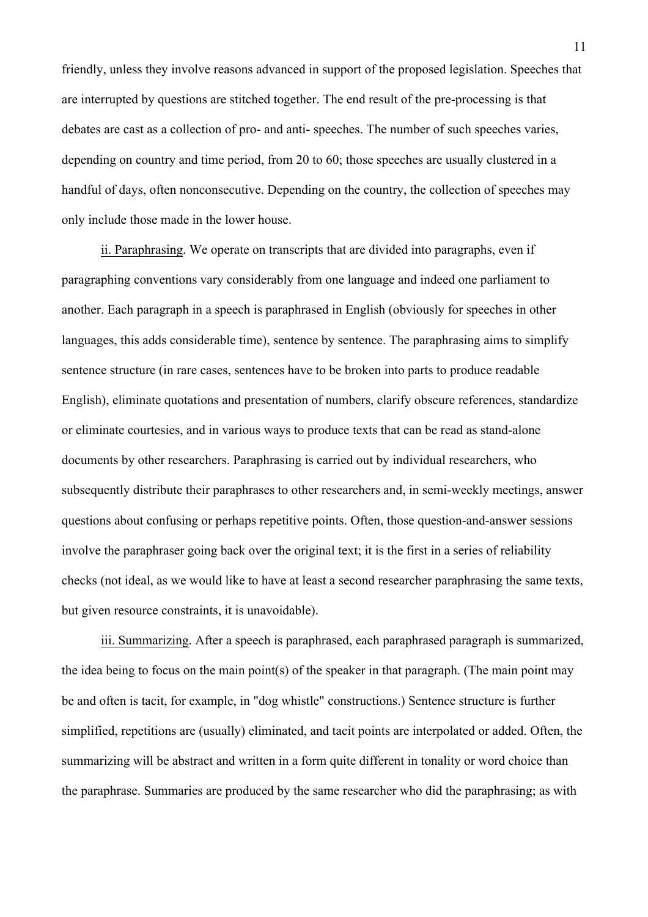friendly, unless they involve reasons advanced in support of the proposed legislation. Speeches that are interrupted by questions are stitched together. The end result of the pre-processing is that debates are cast as a collection of pro- and anti- speeches. The number of such speeches varies, depending on country and time period, from 20 to 60; those speeches are usually clustered in a handful of days, often nonconsecutive. Depending on the country, the collection of speeches may only include those made in the lower house.

ii. Paraphrasing. We operate on transcripts that are divided into paragraphs, even if paragraphing conventions vary considerably from one language and indeed one parliament to another. Each paragraph in a speech is paraphrased in English (obviously for speeches in other languages, this adds considerable time), sentence by sentence. The paraphrasing aims to simplify sentence structure (in rare cases, sentences have to be broken into parts to produce readable English), eliminate quotations and presentation of numbers, clarify obscure references, standardize or eliminate courtesies, and in various ways to produce texts that can be read as stand-alone documents by other researchers. Paraphrasing is carried out by individual researchers, who subsequently distribute their paraphrases to other researchers and, in semi-weekly meetings, answer questions about confusing or perhaps repetitive points. Often, those question-and-answer sessions involve the paraphraser going back over the original text; it is the first in a series of reliability checks (not ideal, as we would like to have at least a second researcher paraphrasing the same texts, but given resource constraints, it is unavoidable).

iii. Summarizing. After a speech is paraphrased, each paraphrased paragraph is summarized, the idea being to focus on the main point(s) of the speaker in that paragraph. (The main point may be and often is tacit, for example, in "dog whistle" constructions.) Sentence structure is further simplified, repetitions are (usually) eliminated, and tacit points are interpolated or added. Often, the summarizing will be abstract and written in a form quite different in tonality or word choice than the paraphrase. Summaries are produced by the same researcher who did the paraphrasing; as with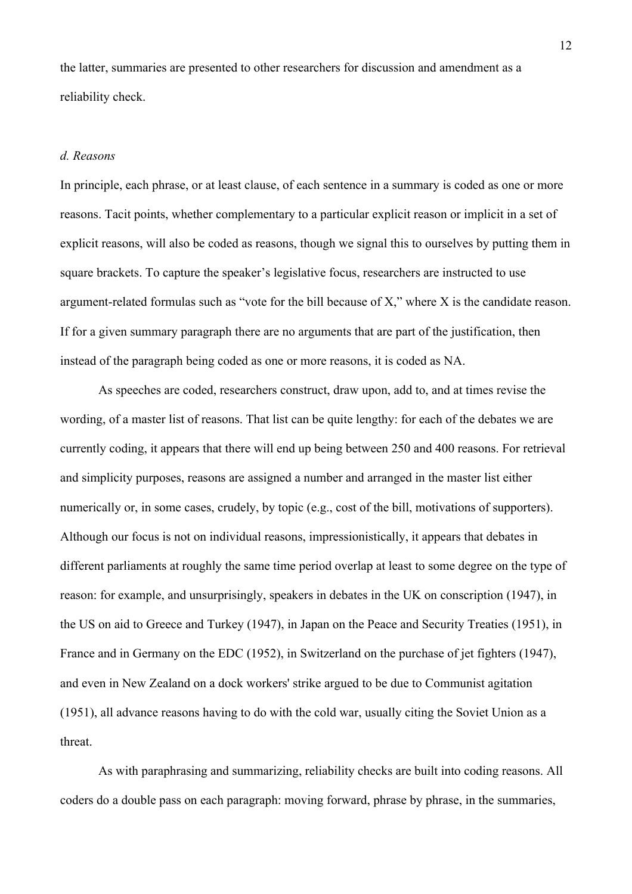the latter, summaries are presented to other researchers for discussion and amendment as a reliability check.

*d. Reasons*

In principle, each phrase, or at least clause, of each sentence in a summary is coded as one or more reasons. Tacit points, whether complementary to a particular explicit reason or implicit in a set of explicit reasons, will also be coded as reasons, though we signal this to ourselves by putting them in square brackets. To capture the speaker's legislative focus, researchers are instructed to use argument-related formulas such as "vote for the bill because of X," where X is the candidate reason. If for a given summary paragraph there are no arguments that are part of the justification, then instead of the paragraph being coded as one or more reasons, it is coded as NA.

As speeches are coded, researchers construct, draw upon, add to, and at times revise the wording, of a master list of reasons. That list can be quite lengthy: for each of the debates we are currently coding, it appears that there will end up being between 250 and 400 reasons. For retrieval and simplicity purposes, reasons are assigned a number and arranged in the master list either numerically or, in some cases, crudely, by topic (e.g., cost of the bill, motivations of supporters). Although our focus is not on individual reasons, impressionistically, it appears that debates in different parliaments at roughly the same time period overlap at least to some degree on the type of reason: for example, and unsurprisingly, speakers in debates in the UK on conscription (1947), in the US on aid to Greece and Turkey (1947), in Japan on the Peace and Security Treaties (1951), in France and in Germany on the EDC (1952), in Switzerland on the purchase of jet fighters (1947), and even in New Zealand on a dock workers' strike argued to be due to Communist agitation (1951), all advance reasons having to do with the cold war, usually citing the Soviet Union as a threat.

As with paraphrasing and summarizing, reliability checks are built into coding reasons. All coders do a double pass on each paragraph: moving forward, phrase by phrase, in the summaries,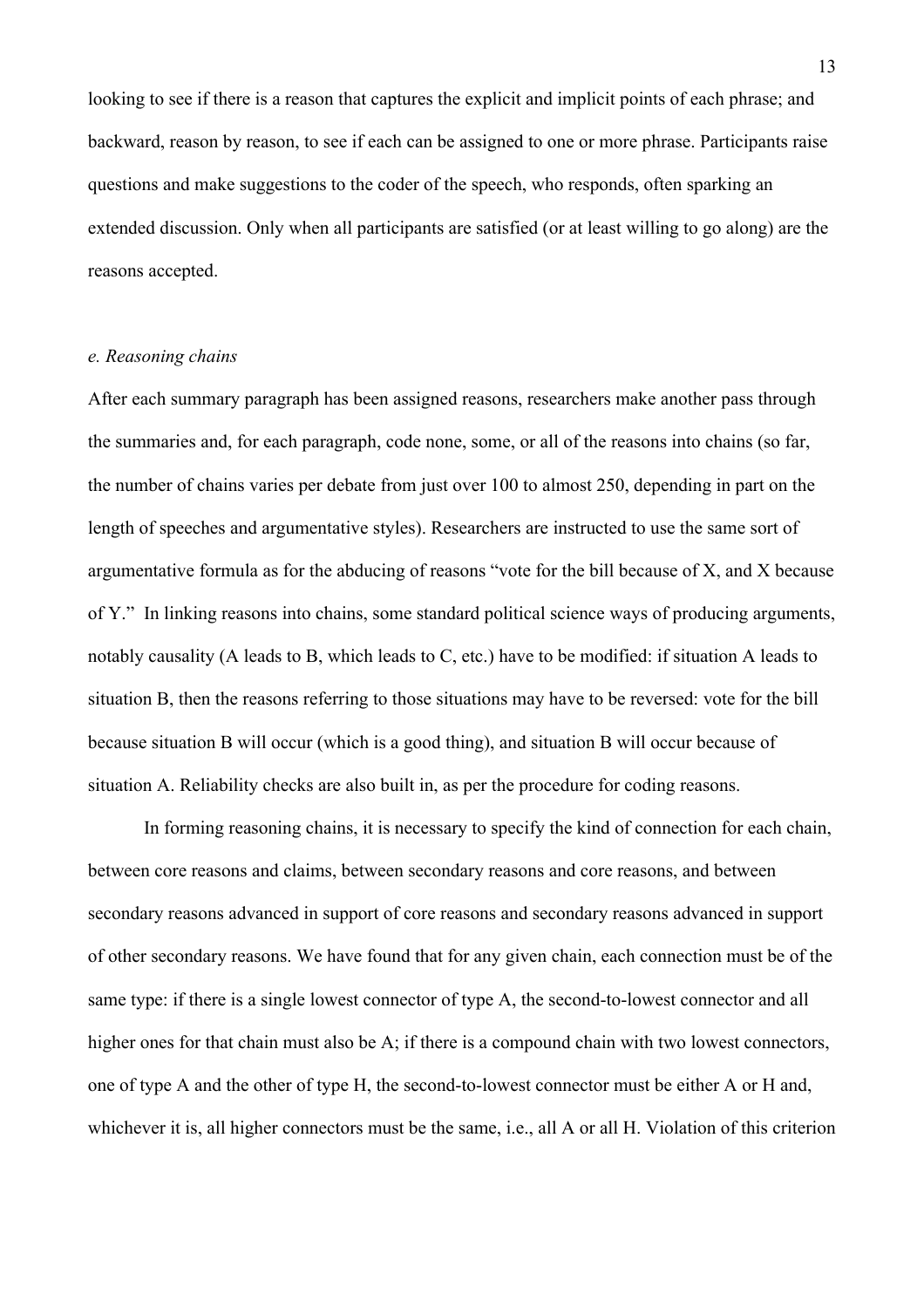looking to see if there is a reason that captures the explicit and implicit points of each phrase; and backward, reason by reason, to see if each can be assigned to one or more phrase. Participants raise questions and make suggestions to the coder of the speech, who responds, often sparking an extended discussion. Only when all participants are satisfied (or at least willing to go along) are the reasons accepted.

*e. Reasoning chains*

After each summary paragraph has been assigned reasons, researchers make another pass through the summaries and, for each paragraph, code none, some, or all of the reasons into chains (so far, the number of chains varies per debate from just over 100 to almost 250, depending in part on the length of speeches and argumentative styles). Researchers are instructed to use the same sort of argumentative formula as for the abducing of reasons "vote for the bill because of X, and X because of Y." In linking reasons into chains, some standard political science ways of producing arguments, notably causality (A leads to B, which leads to C, etc.) have to be modified: if situation A leads to situation B, then the reasons referring to those situations may have to be reversed: vote for the bill because situation B will occur (which is a good thing), and situation B will occur because of situation A. Reliability checks are also built in, as per the procedure for coding reasons.

In forming reasoning chains, it is necessary to specify the kind of connection for each chain, between core reasons and claims, between secondary reasons and core reasons, and between secondary reasons advanced in support of core reasons and secondary reasons advanced in support of other secondary reasons. We have found that for any given chain, each connection must be of the same type: if there is a single lowest connector of type A, the second-to-lowest connector and all higher ones for that chain must also be A; if there is a compound chain with two lowest connectors, one of type A and the other of type H, the second-to-lowest connector must be either A or H and, whichever it is, all higher connectors must be the same, i.e., all A or all H. Violation of this criterion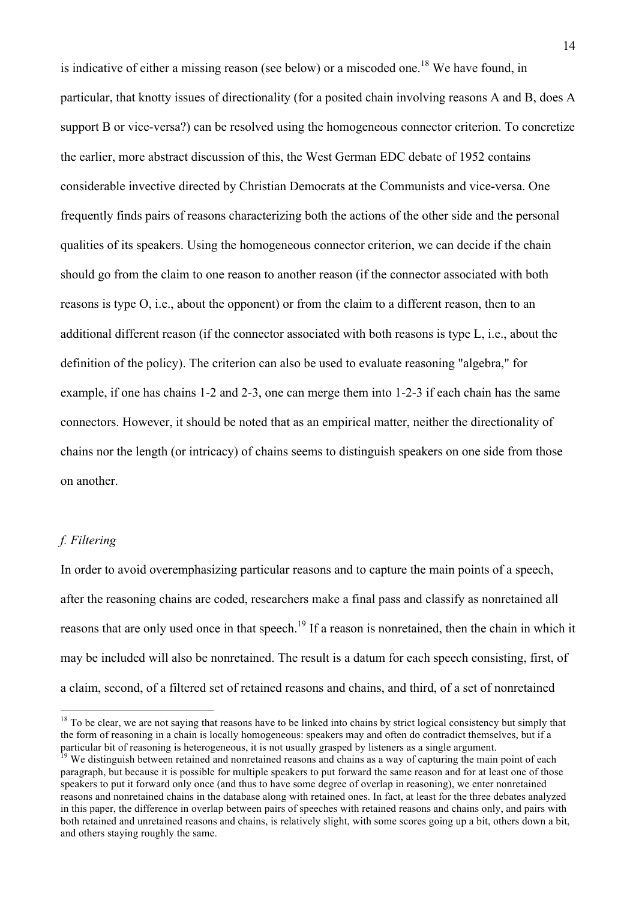is indicative of either a missing reason (see below) or a miscoded one.[18] We have found, in particular, that knotty issues of directionality (for a posited chain involving reasons A and B, does A support B or vice-versa?) can be resolved using the homogeneous connector criterion. To concretize the earlier, more abstract discussion of this, the West German EDC debate of 1952 contains considerable invective directed by Christian Democrats at the Communists and vice-versa. One frequently finds pairs of reasons characterizing both the actions of the other side and the personal qualities of its speakers. Using the homogeneous connector criterion, we can decide if the chain should go from the claim to one reason to another reason (if the connector associated with both reasons is type O, i.e., about the opponent) or from the claim to a different reason, then to an additional different reason (if the connector associated with both reasons is type L, i.e., about the definition of the policy). The criterion can also be used to evaluate reasoning "algebra," for example, if one has chains 1-2 and 2-3, one can merge them into 1-2-3 if each chain has the same connectors. However, it should be noted that as an empirical matter, neither the directionality of chains nor the length (or intricacy) of chains seems to distinguish speakers on one side from those on another.

### *f. Filtering*

In order to avoid overemphasizing particular reasons and to capture the main points of a speech, after the reasoning chains are coded, researchers make a final pass and classify as nonretained all reasons that are only used once in that speech.[19] If a reason is nonretained, then the chain in which it may be included will also be nonretained. The result is a datum for each speech consisting, first, of a claim, second, of a filtered set of retained reasons and chains, and third, of a set of nonretained

---

[18] To be clear, we are not saying that reasons have to be linked into chains by strict logical consistency but simply that the form of reasoning in a chain is locally homogeneous: speakers may and often do contradict themselves, but if a particular bit of reasoning is heterogeneous, it is not usually grasped by listeners as a single argument.

[19] We distinguish between retained and nonretained reasons and chains as a way of capturing the main point of each paragraph, but because it is possible for multiple speakers to put forward the same reason and for at least one of those speakers to put it forward only once (and thus to have some degree of overlap in reasoning), we enter nonretained reasons and nonretained chains in the database along with retained ones. In fact, at least for the three debates analyzed in this paper, the difference in overlap between pairs of speeches with retained reasons and chains only, and pairs with both retained and unretained reasons and chains, is relatively slight, with some scores going up a bit, others down a bit, and others staying roughly the same.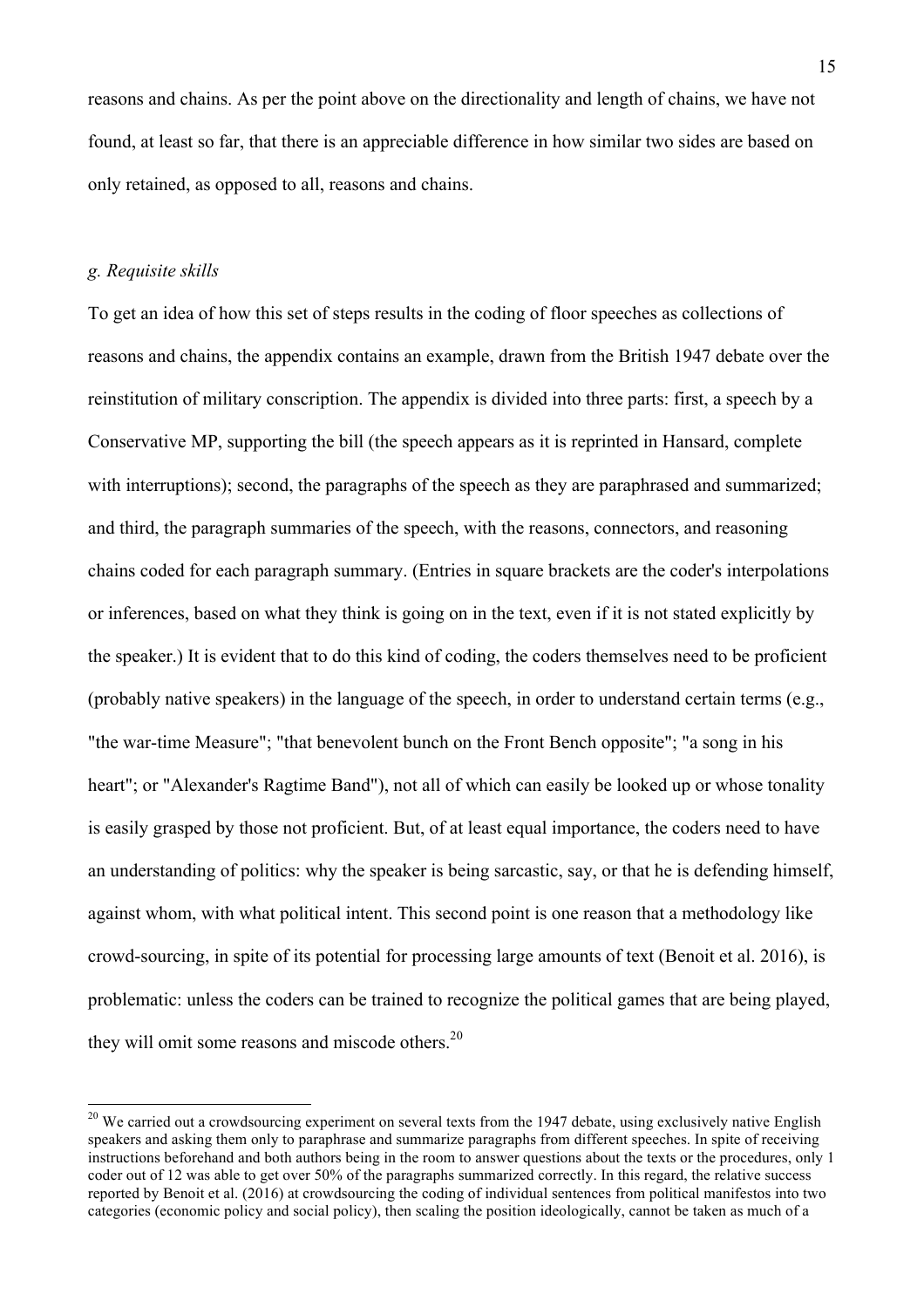reasons and chains. As per the point above on the directionality and length of chains, we have not found, at least so far, that there is an appreciable difference in how similar two sides are based on only retained, as opposed to all, reasons and chains.

### *g. Requisite skills*

To get an idea of how this set of steps results in the coding of floor speeches as collections of reasons and chains, the appendix contains an example, drawn from the British 1947 debate over the reinstitution of military conscription. The appendix is divided into three parts: first, a speech by a Conservative MP, supporting the bill (the speech appears as it is reprinted in Hansard, complete with interruptions); second, the paragraphs of the speech as they are paraphrased and summarized; and third, the paragraph summaries of the speech, with the reasons, connectors, and reasoning chains coded for each paragraph summary. (Entries in square brackets are the coder's interpolations or inferences, based on what they think is going on in the text, even if it is not stated explicitly by the speaker.) It is evident that to do this kind of coding, the coders themselves need to be proficient (probably native speakers) in the language of the speech, in order to understand certain terms (e.g., "the war-time Measure"; "that benevolent bunch on the Front Bench opposite"; "a song in his heart"; or "Alexander's Ragtime Band"), not all of which can easily be looked up or whose tonality is easily grasped by those not proficient. But, of at least equal importance, the coders need to have an understanding of politics: why the speaker is being sarcastic, say, or that he is defending himself, against whom, with what political intent. This second point is one reason that a methodology like crowd-sourcing, in spite of its potential for processing large amounts of text (Benoit et al. 2016), is problematic: unless the coders can be trained to recognize the political games that are being played, they will omit some reasons and miscode others.[20]

---

[20] We carried out a crowdsourcing experiment on several texts from the 1947 debate, using exclusively native English speakers and asking them only to paraphrase and summarize paragraphs from different speeches. In spite of receiving instructions beforehand and both authors being in the room to answer questions about the texts or the procedures, only 1 coder out of 12 was able to get over 50% of the paragraphs summarized correctly. In this regard, the relative success reported by Benoit et al. (2016) at crowdsourcing the coding of individual sentences from political manifestos into two categories (economic policy and social policy), then scaling the position ideologically, cannot be taken as much of a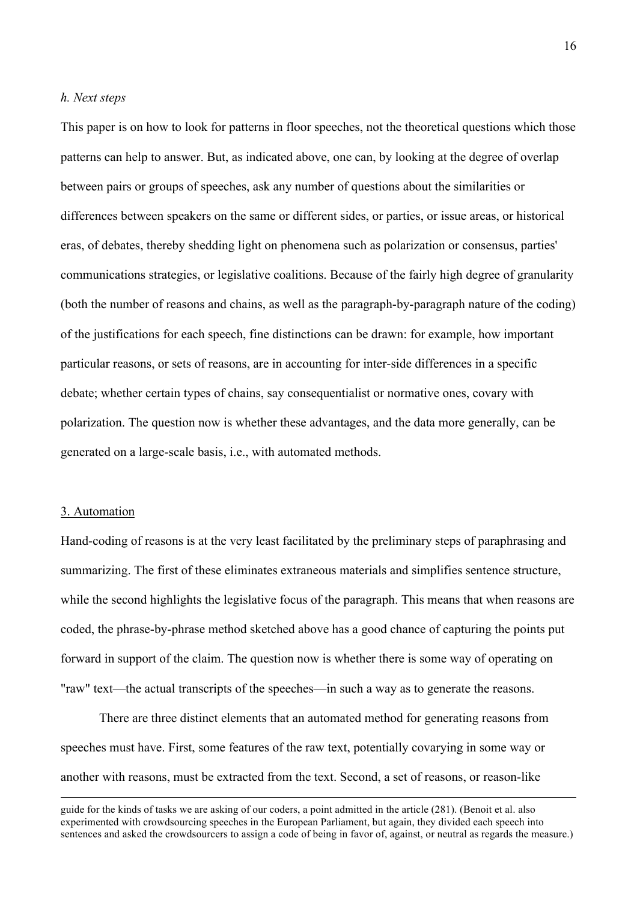*h. Next steps*

This paper is on how to look for patterns in floor speeches, not the theoretical questions which those patterns can help to answer. But, as indicated above, one can, by looking at the degree of overlap between pairs or groups of speeches, ask any number of questions about the similarities or differences between speakers on the same or different sides, or parties, or issue areas, or historical eras, of debates, thereby shedding light on phenomena such as polarization or consensus, parties' communications strategies, or legislative coalitions. Because of the fairly high degree of granularity (both the number of reasons and chains, as well as the paragraph-by-paragraph nature of the coding) of the justifications for each speech, fine distinctions can be drawn: for example, how important particular reasons, or sets of reasons, are in accounting for inter-side differences in a specific debate; whether certain types of chains, say consequentialist or normative ones, covary with polarization. The question now is whether these advantages, and the data more generally, can be generated on a large-scale basis, i.e., with automated methods.

## 3. Automation

Hand-coding of reasons is at the very least facilitated by the preliminary steps of paraphrasing and summarizing. The first of these eliminates extraneous materials and simplifies sentence structure, while the second highlights the legislative focus of the paragraph. This means that when reasons are coded, the phrase-by-phrase method sketched above has a good chance of capturing the points put forward in support of the claim. The question now is whether there is some way of operating on "raw" text—the actual transcripts of the speeches—in such a way as to generate the reasons.

There are three distinct elements that an automated method for generating reasons from speeches must have. First, some features of the raw text, potentially covarying in some way or another with reasons, must be extracted from the text. Second, a set of reasons, or reason-like

---

guide for the kinds of tasks we are asking of our coders, a point admitted in the article (281). (Benoit et al. also experimented with crowdsourcing speeches in the European Parliament, but again, they divided each speech into sentences and asked the crowdsourcers to assign a code of being in favor of, against, or neutral as regards the measure.)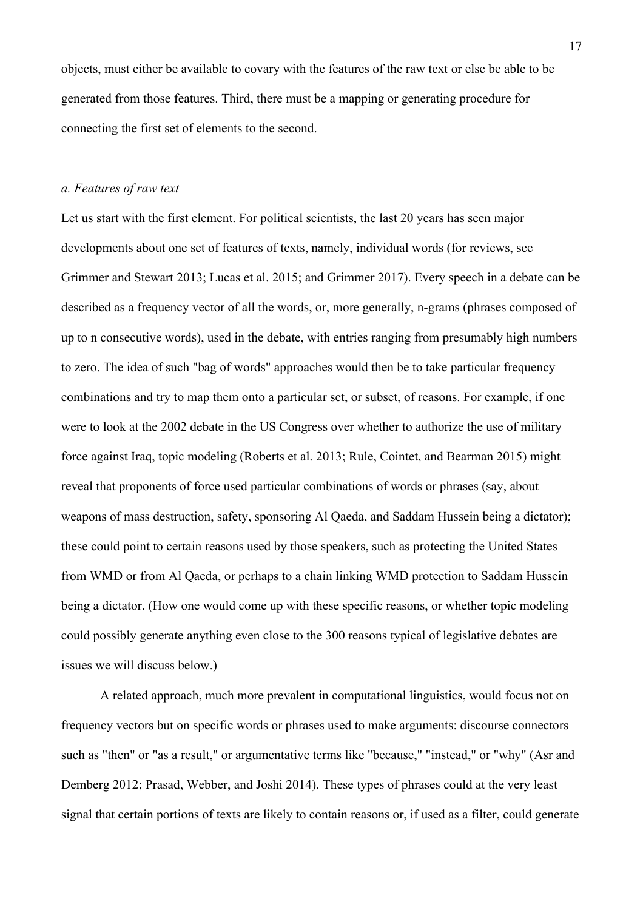objects, must either be available to covary with the features of the raw text or else be able to be generated from those features. Third, there must be a mapping or generating procedure for connecting the first set of elements to the second.

*a. Features of raw text*

Let us start with the first element. For political scientists, the last 20 years has seen major developments about one set of features of texts, namely, individual words (for reviews, see Grimmer and Stewart 2013; Lucas et al. 2015; and Grimmer 2017). Every speech in a debate can be described as a frequency vector of all the words, or, more generally, n-grams (phrases composed of up to n consecutive words), used in the debate, with entries ranging from presumably high numbers to zero. The idea of such "bag of words" approaches would then be to take particular frequency combinations and try to map them onto a particular set, or subset, of reasons. For example, if one were to look at the 2002 debate in the US Congress over whether to authorize the use of military force against Iraq, topic modeling (Roberts et al. 2013; Rule, Cointet, and Bearman 2015) might reveal that proponents of force used particular combinations of words or phrases (say, about weapons of mass destruction, safety, sponsoring Al Qaeda, and Saddam Hussein being a dictator); these could point to certain reasons used by those speakers, such as protecting the United States from WMD or from Al Qaeda, or perhaps to a chain linking WMD protection to Saddam Hussein being a dictator. (How one would come up with these specific reasons, or whether topic modeling could possibly generate anything even close to the 300 reasons typical of legislative debates are issues we will discuss below.)

A related approach, much more prevalent in computational linguistics, would focus not on frequency vectors but on specific words or phrases used to make arguments: discourse connectors such as "then" or "as a result," or argumentative terms like "because," "instead," or "why" (Asr and Demberg 2012; Prasad, Webber, and Joshi 2014). These types of phrases could at the very least signal that certain portions of texts are likely to contain reasons or, if used as a filter, could generate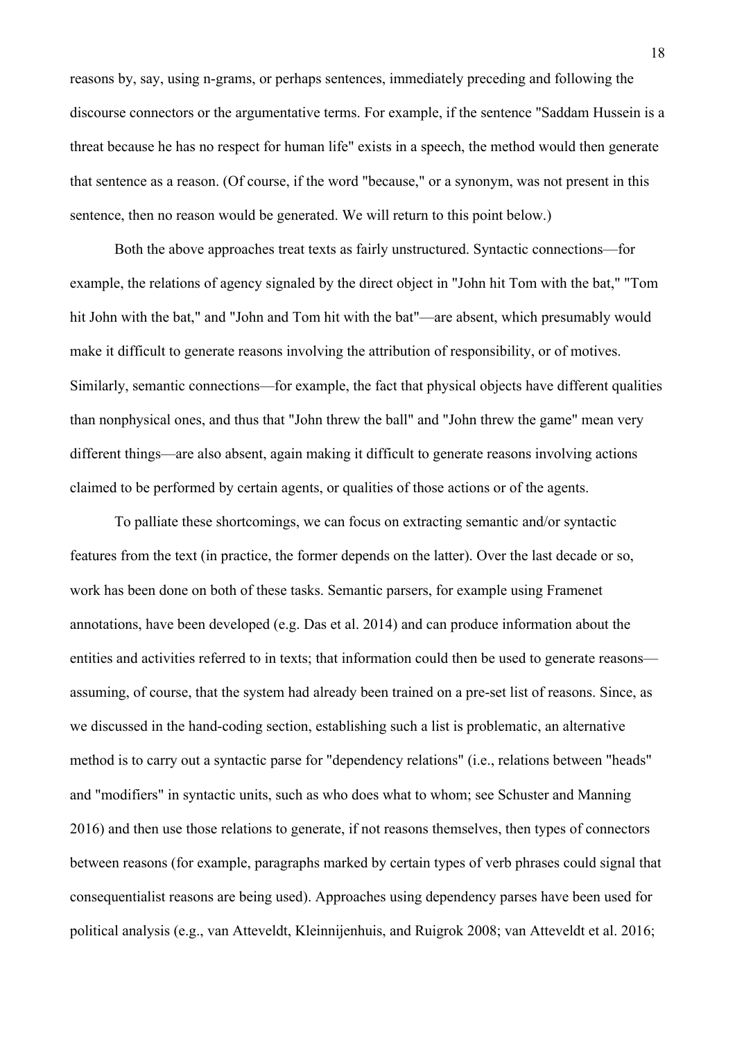reasons by, say, using n-grams, or perhaps sentences, immediately preceding and following the discourse connectors or the argumentative terms. For example, if the sentence "Saddam Hussein is a threat because he has no respect for human life" exists in a speech, the method would then generate that sentence as a reason. (Of course, if the word "because," or a synonym, was not present in this sentence, then no reason would be generated. We will return to this point below.)

Both the above approaches treat texts as fairly unstructured. Syntactic connections—for example, the relations of agency signaled by the direct object in "John hit Tom with the bat," "Tom hit John with the bat," and "John and Tom hit with the bat"—are absent, which presumably would make it difficult to generate reasons involving the attribution of responsibility, or of motives. Similarly, semantic connections—for example, the fact that physical objects have different qualities than nonphysical ones, and thus that "John threw the ball" and "John threw the game" mean very different things—are also absent, again making it difficult to generate reasons involving actions claimed to be performed by certain agents, or qualities of those actions or of the agents.

To palliate these shortcomings, we can focus on extracting semantic and/or syntactic features from the text (in practice, the former depends on the latter). Over the last decade or so, work has been done on both of these tasks. Semantic parsers, for example using Framenet annotations, have been developed (e.g. Das et al. 2014) and can produce information about the entities and activities referred to in texts; that information could then be used to generate reasons—assuming, of course, that the system had already been trained on a pre-set list of reasons. Since, as we discussed in the hand-coding section, establishing such a list is problematic, an alternative method is to carry out a syntactic parse for "dependency relations" (i.e., relations between "heads" and "modifiers" in syntactic units, such as who does what to whom; see Schuster and Manning 2016) and then use those relations to generate, if not reasons themselves, then types of connectors between reasons (for example, paragraphs marked by certain types of verb phrases could signal that consequentialist reasons are being used). Approaches using dependency parses have been used for political analysis (e.g., van Atteveldt, Kleinnijenhuis, and Ruigrok 2008; van Atteveldt et al. 2016;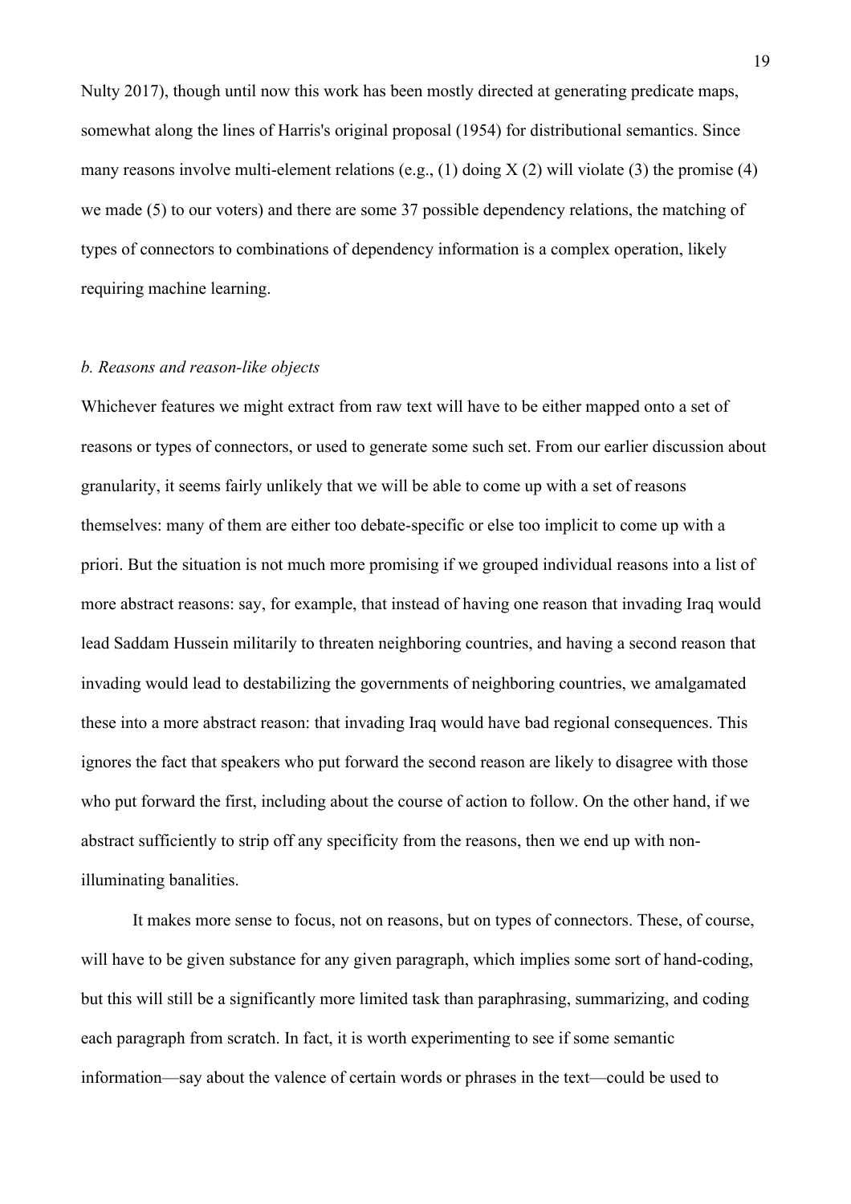Nulty 2017), though until now this work has been mostly directed at generating predicate maps, somewhat along the lines of Harris's original proposal (1954) for distributional semantics. Since many reasons involve multi-element relations (e.g., (1) doing X (2) will violate (3) the promise (4) we made (5) to our voters) and there are some 37 possible dependency relations, the matching of types of connectors to combinations of dependency information is a complex operation, likely requiring machine learning.

### *b. Reasons and reason-like objects*

Whichever features we might extract from raw text will have to be either mapped onto a set of reasons or types of connectors, or used to generate some such set. From our earlier discussion about granularity, it seems fairly unlikely that we will be able to come up with a set of reasons themselves: many of them are either too debate-specific or else too implicit to come up with a priori. But the situation is not much more promising if we grouped individual reasons into a list of more abstract reasons: say, for example, that instead of having one reason that invading Iraq would lead Saddam Hussein militarily to threaten neighboring countries, and having a second reason that invading would lead to destabilizing the governments of neighboring countries, we amalgamated these into a more abstract reason: that invading Iraq would have bad regional consequences. This ignores the fact that speakers who put forward the second reason are likely to disagree with those who put forward the first, including about the course of action to follow. On the other hand, if we abstract sufficiently to strip off any specificity from the reasons, then we end up with non-illuminating banalities.

It makes more sense to focus, not on reasons, but on types of connectors. These, of course, will have to be given substance for any given paragraph, which implies some sort of hand-coding, but this will still be a significantly more limited task than paraphrasing, summarizing, and coding each paragraph from scratch. In fact, it is worth experimenting to see if some semantic information—say about the valence of certain words or phrases in the text—could be used to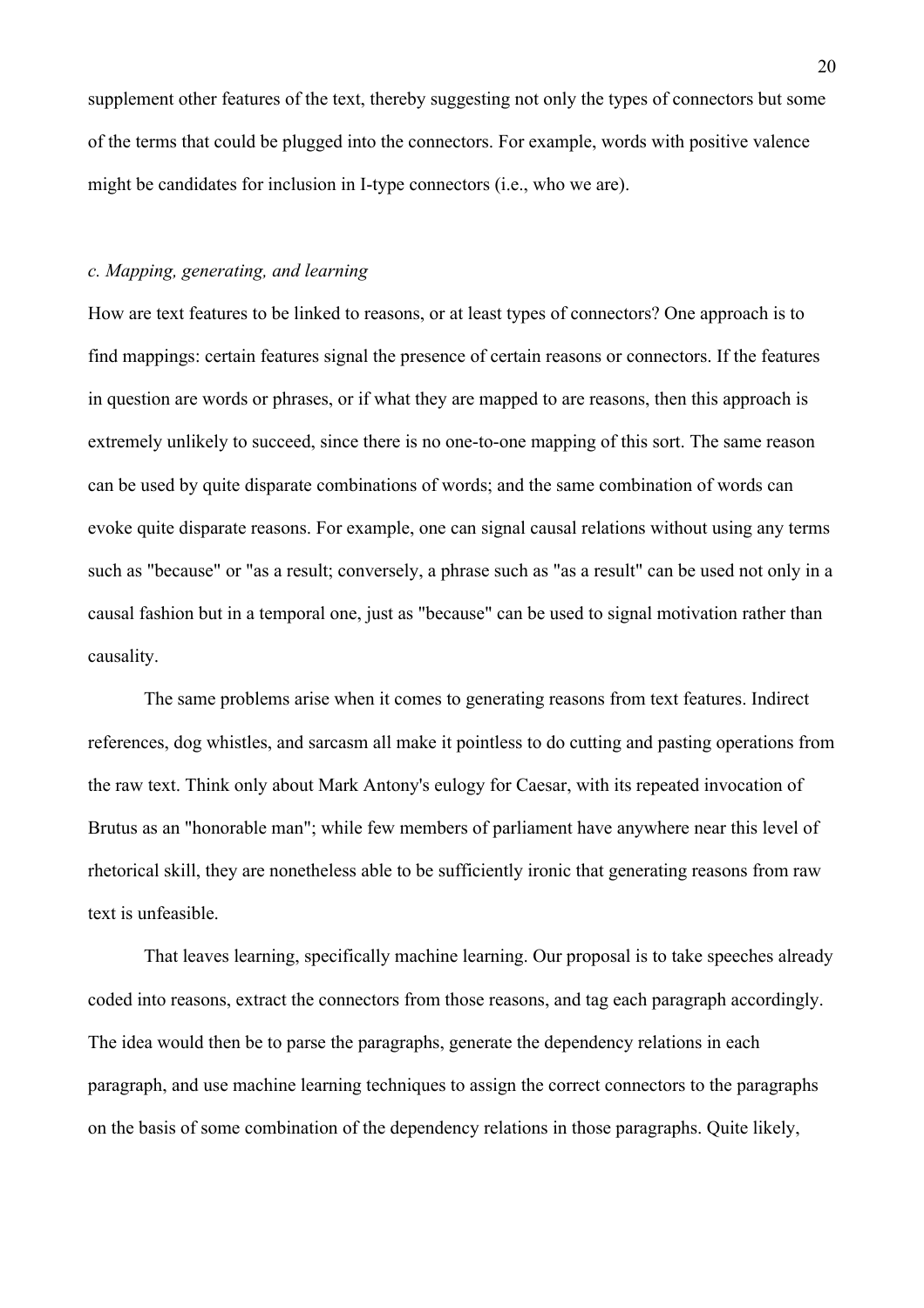supplement other features of the text, thereby suggesting not only the types of connectors but some of the terms that could be plugged into the connectors. For example, words with positive valence might be candidates for inclusion in I-type connectors (i.e., who we are).

### *c. Mapping, generating, and learning*

How are text features to be linked to reasons, or at least types of connectors? One approach is to find mappings: certain features signal the presence of certain reasons or connectors. If the features in question are words or phrases, or if what they are mapped to are reasons, then this approach is extremely unlikely to succeed, since there is no one-to-one mapping of this sort. The same reason can be used by quite disparate combinations of words; and the same combination of words can evoke quite disparate reasons. For example, one can signal causal relations without using any terms such as "because" or "as a result; conversely, a phrase such as "as a result" can be used not only in a causal fashion but in a temporal one, just as "because" can be used to signal motivation rather than causality.

The same problems arise when it comes to generating reasons from text features. Indirect references, dog whistles, and sarcasm all make it pointless to do cutting and pasting operations from the raw text. Think only about Mark Antony's eulogy for Caesar, with its repeated invocation of Brutus as an "honorable man"; while few members of parliament have anywhere near this level of rhetorical skill, they are nonetheless able to be sufficiently ironic that generating reasons from raw text is unfeasible.

That leaves learning, specifically machine learning. Our proposal is to take speeches already coded into reasons, extract the connectors from those reasons, and tag each paragraph accordingly. The idea would then be to parse the paragraphs, generate the dependency relations in each paragraph, and use machine learning techniques to assign the correct connectors to the paragraphs on the basis of some combination of the dependency relations in those paragraphs. Quite likely,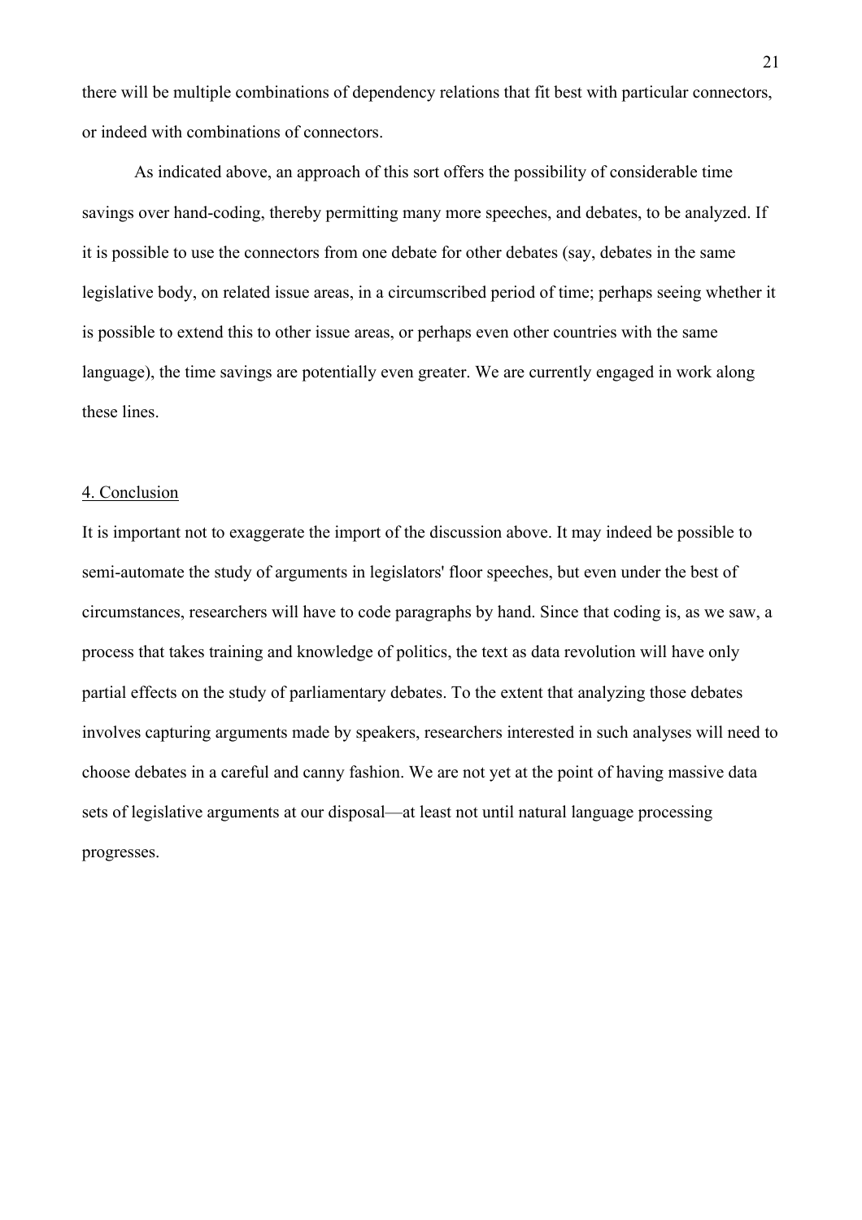there will be multiple combinations of dependency relations that fit best with particular connectors, or indeed with combinations of connectors.

As indicated above, an approach of this sort offers the possibility of considerable time savings over hand-coding, thereby permitting many more speeches, and debates, to be analyzed. If it is possible to use the connectors from one debate for other debates (say, debates in the same legislative body, on related issue areas, in a circumscribed period of time; perhaps seeing whether it is possible to extend this to other issue areas, or perhaps even other countries with the same language), the time savings are potentially even greater. We are currently engaged in work along these lines.

## 4. Conclusion

It is important not to exaggerate the import of the discussion above. It may indeed be possible to semi-automate the study of arguments in legislators' floor speeches, but even under the best of circumstances, researchers will have to code paragraphs by hand. Since that coding is, as we saw, a process that takes training and knowledge of politics, the text as data revolution will have only partial effects on the study of parliamentary debates. To the extent that analyzing those debates involves capturing arguments made by speakers, researchers interested in such analyses will need to choose debates in a careful and canny fashion. We are not yet at the point of having massive data sets of legislative arguments at our disposal—at least not until natural language processing progresses.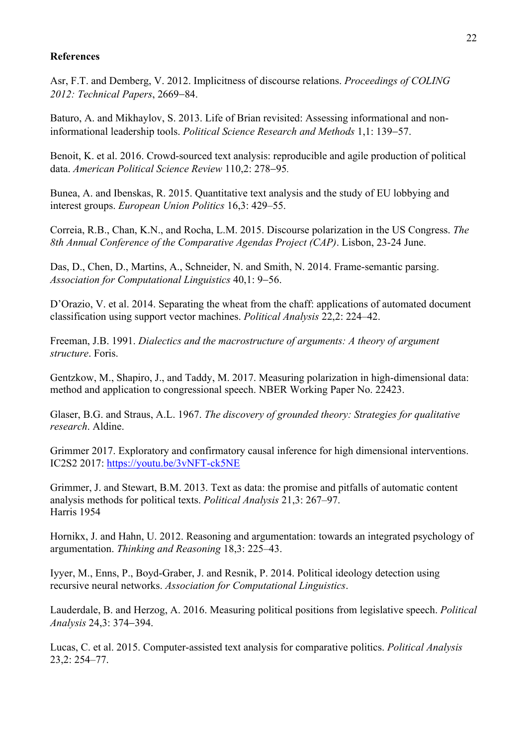**References**

Asr, F.T. and Demberg, V. 2012. Implicitness of discourse relations. *Proceedings of COLING 2012: Technical Papers*, 2669–84.

Baturo, A. and Mikhaylov, S. 2013. Life of Brian revisited: Assessing informational and non-informational leadership tools. *Political Science Research and Methods* 1,1: 139–57.

Benoit, K. et al. 2016. Crowd-sourced text analysis: reproducible and agile production of political data. *American Political Science Review* 110,2: 278–95.

Bunea, A. and Ibenskas, R. 2015. Quantitative text analysis and the study of EU lobbying and interest groups. *European Union Politics* 16,3: 429–55.

Correia, R.B., Chan, K.N., and Rocha, L.M. 2015. Discourse polarization in the US Congress. *The 8th Annual Conference of the Comparative Agendas Project (CAP)*. Lisbon, 23-24 June.

Das, D., Chen, D., Martins, A., Schneider, N. and Smith, N. 2014. Frame-semantic parsing. *Association for Computational Linguistics* 40,1: 9–56.

D'Orazio, V. et al. 2014. Separating the wheat from the chaff: applications of automated document classification using support vector machines. *Political Analysis* 22,2: 224–42.

Freeman, J.B. 1991. *Dialectics and the macrostructure of arguments: A theory of argument structure*. Foris.

Gentzkow, M., Shapiro, J., and Taddy, M. 2017. Measuring polarization in high-dimensional data: method and application to congressional speech. NBER Working Paper No. 22423.

Glaser, B.G. and Straus, A.L. 1967. *The discovery of grounded theory: Strategies for qualitative research*. Aldine.

Grimmer 2017. Exploratory and confirmatory causal inference for high dimensional interventions. IC2S2 2017: https://youtu.be/3vNFT-ck5NE

Grimmer, J. and Stewart, B.M. 2013. Text as data: the promise and pitfalls of automatic content analysis methods for political texts. *Political Analysis* 21,3: 267–97.
Harris 1954

Hornikx, J. and Hahn, U. 2012. Reasoning and argumentation: towards an integrated psychology of argumentation. *Thinking and Reasoning* 18,3: 225–43.

Iyyer, M., Enns, P., Boyd-Graber, J. and Resnik, P. 2014. Political ideology detection using recursive neural networks. *Association for Computational Linguistics*.

Lauderdale, B. and Herzog, A. 2016. Measuring political positions from legislative speech. *Political Analysis* 24,3: 374–394.

Lucas, C. et al. 2015. Computer-assisted text analysis for comparative politics. *Political Analysis* 23,2: 254–77.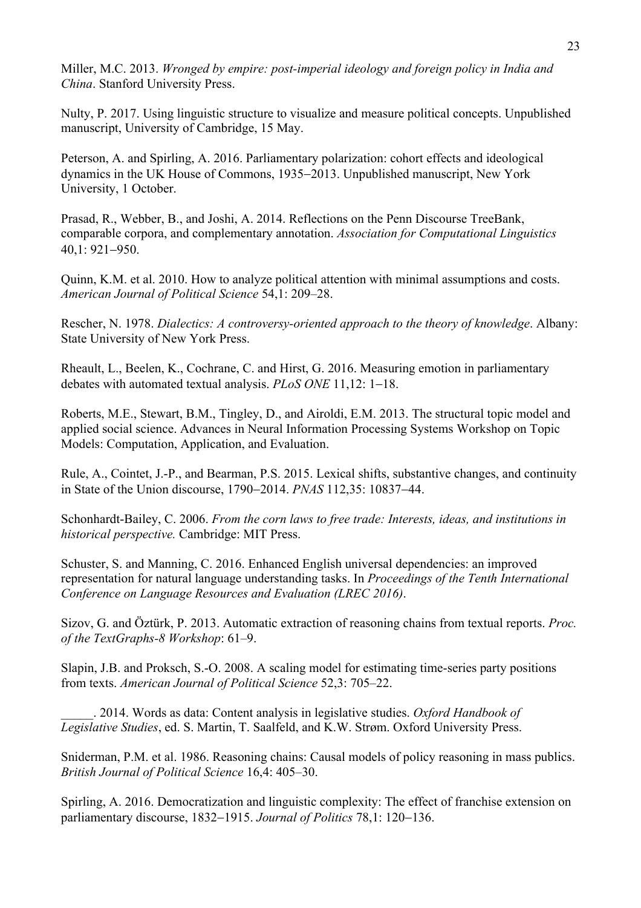Miller, M.C. 2013. *Wronged by empire: post-imperial ideology and foreign policy in India and China*. Stanford University Press.

Nulty, P. 2017. Using linguistic structure to visualize and measure political concepts. Unpublished manuscript, University of Cambridge, 15 May.

Peterson, A. and Spirling, A. 2016. Parliamentary polarization: cohort effects and ideological dynamics in the UK House of Commons, 1935–2013. Unpublished manuscript, New York University, 1 October.

Prasad, R., Webber, B., and Joshi, A. 2014. Reflections on the Penn Discourse TreeBank, comparable corpora, and complementary annotation. *Association for Computational Linguistics* 40,1: 921–950.

Quinn, K.M. et al. 2010. How to analyze political attention with minimal assumptions and costs. *American Journal of Political Science* 54,1: 209–28.

Rescher, N. 1978. *Dialectics: A controversy-oriented approach to the theory of knowledge*. Albany: State University of New York Press.

Rheault, L., Beelen, K., Cochrane, C. and Hirst, G. 2016. Measuring emotion in parliamentary debates with automated textual analysis. *PLoS ONE* 11,12: 1–18.

Roberts, M.E., Stewart, B.M., Tingley, D., and Airoldi, E.M. 2013. The structural topic model and applied social science. Advances in Neural Information Processing Systems Workshop on Topic Models: Computation, Application, and Evaluation.

Rule, A., Cointet, J.-P., and Bearman, P.S. 2015. Lexical shifts, substantive changes, and continuity in State of the Union discourse, 1790–2014. *PNAS* 112,35: 10837–44.

Schonhardt-Bailey, C. 2006. *From the corn laws to free trade: Interests, ideas, and institutions in historical perspective.* Cambridge: MIT Press.

Schuster, S. and Manning, C. 2016. Enhanced English universal dependencies: an improved representation for natural language understanding tasks. In *Proceedings of the Tenth International Conference on Language Resources and Evaluation (LREC 2016)*.

Sizov, G. and Öztürk, P. 2013. Automatic extraction of reasoning chains from textual reports. *Proc. of the TextGraphs-8 Workshop*: 61–9.

Slapin, J.B. and Proksch, S.-O. 2008. A scaling model for estimating time-series party positions from texts. *American Journal of Political Science* 52,3: 705–22.

_____. 2014. Words as data: Content analysis in legislative studies. *Oxford Handbook of Legislative Studies*, ed. S. Martin, T. Saalfeld, and K.W. Strøm. Oxford University Press.

Sniderman, P.M. et al. 1986. Reasoning chains: Causal models of policy reasoning in mass publics. *British Journal of Political Science* 16,4: 405–30.

Spirling, A. 2016. Democratization and linguistic complexity: The effect of franchise extension on parliamentary discourse, 1832–1915. *Journal of Politics* 78,1: 120–136.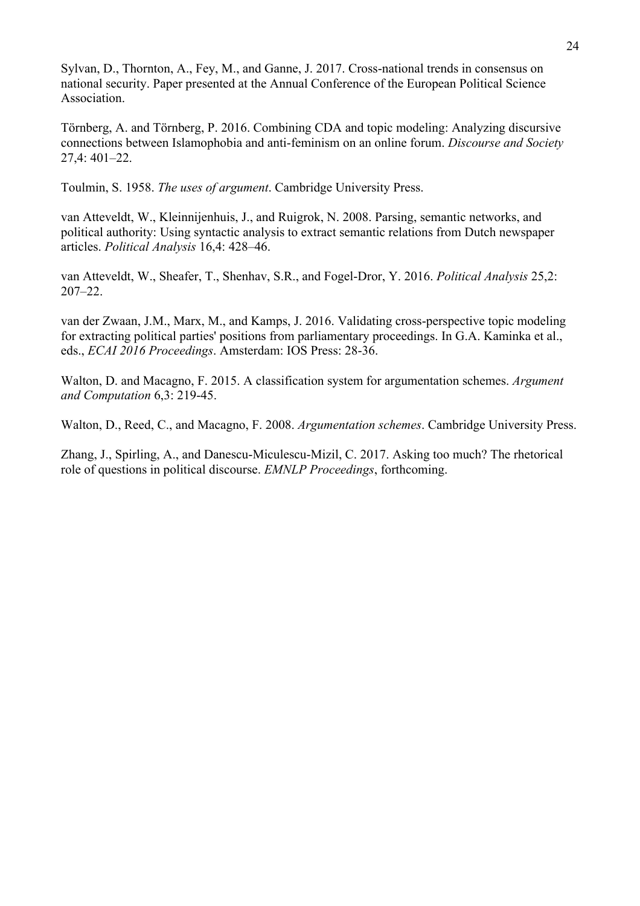Sylvan, D., Thornton, A., Fey, M., and Ganne, J. 2017. Cross-national trends in consensus on national security. Paper presented at the Annual Conference of the European Political Science Association.

Törnberg, A. and Törnberg, P. 2016. Combining CDA and topic modeling: Analyzing discursive connections between Islamophobia and anti-feminism on an online forum. *Discourse and Society* 27,4: 401–22.

Toulmin, S. 1958. *The uses of argument*. Cambridge University Press.

van Atteveldt, W., Kleinnijenhuis, J., and Ruigrok, N. 2008. Parsing, semantic networks, and political authority: Using syntactic analysis to extract semantic relations from Dutch newspaper articles. *Political Analysis* 16,4: 428–46.

van Atteveldt, W., Sheafer, T., Shenhav, S.R., and Fogel-Dror, Y. 2016. *Political Analysis* 25,2: 207–22.

van der Zwaan, J.M., Marx, M., and Kamps, J. 2016. Validating cross-perspective topic modeling for extracting political parties' positions from parliamentary proceedings. In G.A. Kaminka et al., eds., *ECAI 2016 Proceedings*. Amsterdam: IOS Press: 28-36.

Walton, D. and Macagno, F. 2015. A classification system for argumentation schemes. *Argument and Computation* 6,3: 219-45.

Walton, D., Reed, C., and Macagno, F. 2008. *Argumentation schemes*. Cambridge University Press.

Zhang, J., Spirling, A., and Danescu-Miculescu-Mizil, C. 2017. Asking too much? The rhetorical role of questions in political discourse. *EMNLP Proceedings*, forthcoming.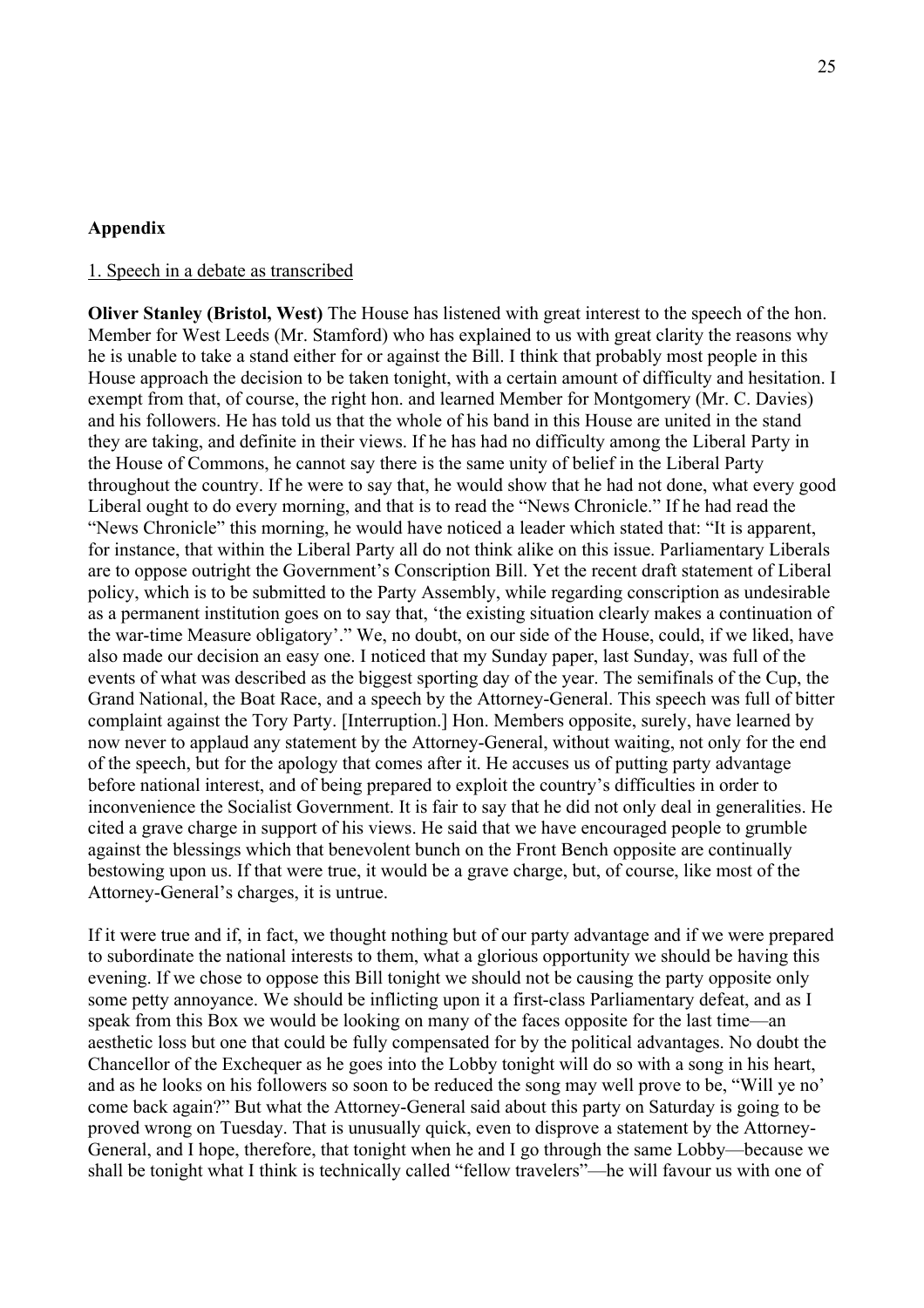**Appendix**

1. Speech in a debate as transcribed

**Oliver Stanley (Bristol, West)** The House has listened with great interest to the speech of the hon. Member for West Leeds (Mr. Stamford) who has explained to us with great clarity the reasons why he is unable to take a stand either for or against the Bill. I think that probably most people in this House approach the decision to be taken tonight, with a certain amount of difficulty and hesitation. I exempt from that, of course, the right hon. and learned Member for Montgomery (Mr. C. Davies) and his followers. He has told us that the whole of his band in this House are united in the stand they are taking, and definite in their views. If he has had no difficulty among the Liberal Party in the House of Commons, he cannot say there is the same unity of belief in the Liberal Party throughout the country. If he were to say that, he would show that he had not done, what every good Liberal ought to do every morning, and that is to read the "News Chronicle." If he had read the "News Chronicle" this morning, he would have noticed a leader which stated that: "It is apparent, for instance, that within the Liberal Party all do not think alike on this issue. Parliamentary Liberals are to oppose outright the Government's Conscription Bill. Yet the recent draft statement of Liberal policy, which is to be submitted to the Party Assembly, while regarding conscription as undesirable as a permanent institution goes on to say that, 'the existing situation clearly makes a continuation of the war-time Measure obligatory'." We, no doubt, on our side of the House, could, if we liked, have also made our decision an easy one. I noticed that my Sunday paper, last Sunday, was full of the events of what was described as the biggest sporting day of the year. The semifinals of the Cup, the Grand National, the Boat Race, and a speech by the Attorney-General. This speech was full of bitter complaint against the Tory Party. [Interruption.] Hon. Members opposite, surely, have learned by now never to applaud any statement by the Attorney-General, without waiting, not only for the end of the speech, but for the apology that comes after it. He accuses us of putting party advantage before national interest, and of being prepared to exploit the country's difficulties in order to inconvenience the Socialist Government. It is fair to say that he did not only deal in generalities. He cited a grave charge in support of his views. He said that we have encouraged people to grumble against the blessings which that benevolent bunch on the Front Bench opposite are continually bestowing upon us. If that were true, it would be a grave charge, but, of course, like most of the Attorney-General's charges, it is untrue.

If it were true and if, in fact, we thought nothing but of our party advantage and if we were prepared to subordinate the national interests to them, what a glorious opportunity we should be having this evening. If we chose to oppose this Bill tonight we should not be causing the party opposite only some petty annoyance. We should be inflicting upon it a first-class Parliamentary defeat, and as I speak from this Box we would be looking on many of the faces opposite for the last time—an aesthetic loss but one that could be fully compensated for by the political advantages. No doubt the Chancellor of the Exchequer as he goes into the Lobby tonight will do so with a song in his heart, and as he looks on his followers so soon to be reduced the song may well prove to be, "Will ye no' come back again?" But what the Attorney-General said about this party on Saturday is going to be proved wrong on Tuesday. That is unusually quick, even to disprove a statement by the Attorney-General, and I hope, therefore, that tonight when he and I go through the same Lobby—because we shall be tonight what I think is technically called "fellow travelers"—he will favour us with one of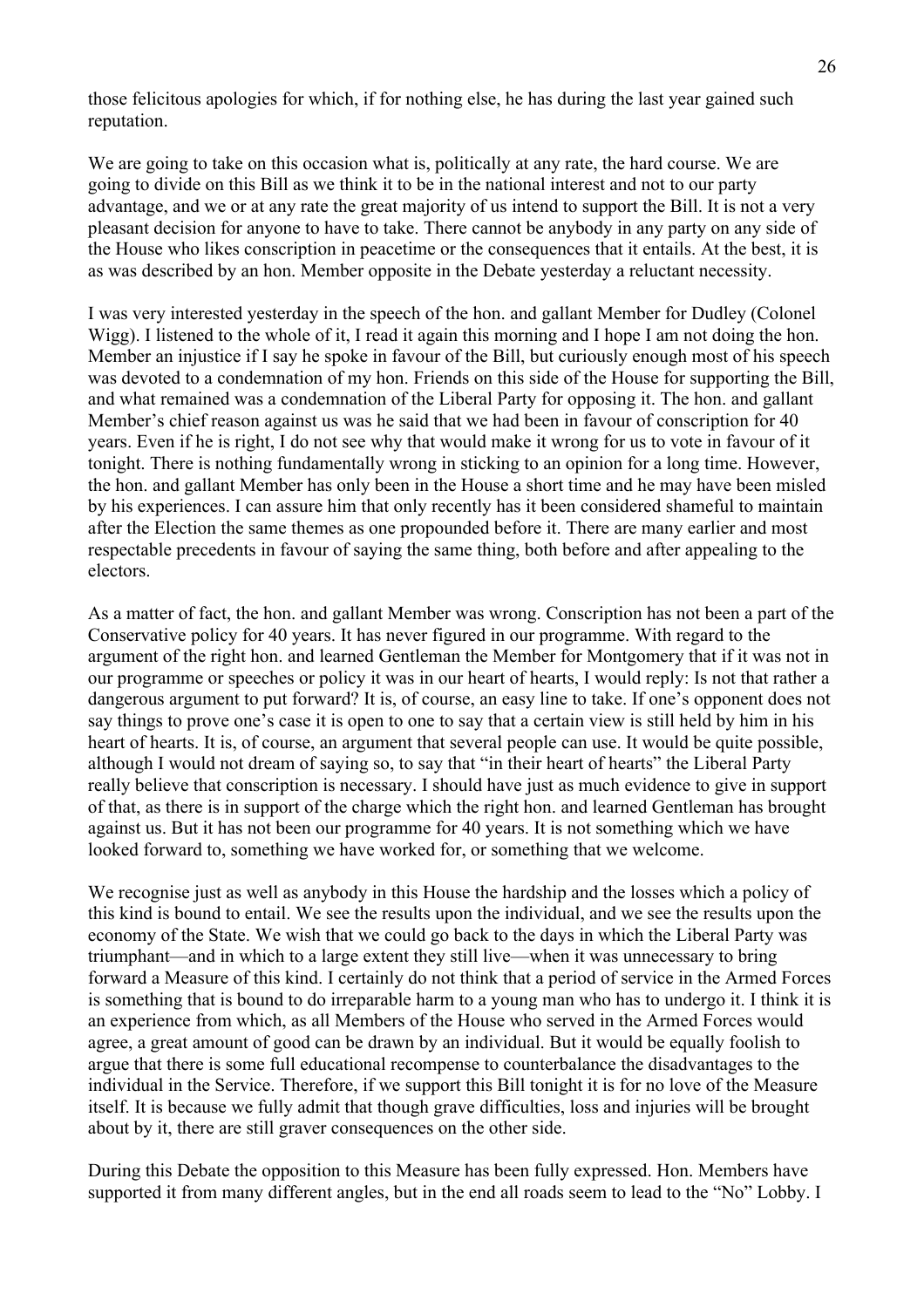those felicitous apologies for which, if for nothing else, he has during the last year gained such reputation.

We are going to take on this occasion what is, politically at any rate, the hard course. We are going to divide on this Bill as we think it to be in the national interest and not to our party advantage, and we or at any rate the great majority of us intend to support the Bill. It is not a very pleasant decision for anyone to have to take. There cannot be anybody in any party on any side of the House who likes conscription in peacetime or the consequences that it entails. At the best, it is as was described by an hon. Member opposite in the Debate yesterday a reluctant necessity.

I was very interested yesterday in the speech of the hon. and gallant Member for Dudley (Colonel Wigg). I listened to the whole of it, I read it again this morning and I hope I am not doing the hon. Member an injustice if I say he spoke in favour of the Bill, but curiously enough most of his speech was devoted to a condemnation of my hon. Friends on this side of the House for supporting the Bill, and what remained was a condemnation of the Liberal Party for opposing it. The hon. and gallant Member's chief reason against us was he said that we had been in favour of conscription for 40 years. Even if he is right, I do not see why that would make it wrong for us to vote in favour of it tonight. There is nothing fundamentally wrong in sticking to an opinion for a long time. However, the hon. and gallant Member has only been in the House a short time and he may have been misled by his experiences. I can assure him that only recently has it been considered shameful to maintain after the Election the same themes as one propounded before it. There are many earlier and most respectable precedents in favour of saying the same thing, both before and after appealing to the electors.

As a matter of fact, the hon. and gallant Member was wrong. Conscription has not been a part of the Conservative policy for 40 years. It has never figured in our programme. With regard to the argument of the right hon. and learned Gentleman the Member for Montgomery that if it was not in our programme or speeches or policy it was in our heart of hearts, I would reply: Is not that rather a dangerous argument to put forward? It is, of course, an easy line to take. If one's opponent does not say things to prove one's case it is open to one to say that a certain view is still held by him in his heart of hearts. It is, of course, an argument that several people can use. It would be quite possible, although I would not dream of saying so, to say that "in their heart of hearts" the Liberal Party really believe that conscription is necessary. I should have just as much evidence to give in support of that, as there is in support of the charge which the right hon. and learned Gentleman has brought against us. But it has not been our programme for 40 years. It is not something which we have looked forward to, something we have worked for, or something that we welcome.

We recognise just as well as anybody in this House the hardship and the losses which a policy of this kind is bound to entail. We see the results upon the individual, and we see the results upon the economy of the State. We wish that we could go back to the days in which the Liberal Party was triumphant—and in which to a large extent they still live—when it was unnecessary to bring forward a Measure of this kind. I certainly do not think that a period of service in the Armed Forces is something that is bound to do irreparable harm to a young man who has to undergo it. I think it is an experience from which, as all Members of the House who served in the Armed Forces would agree, a great amount of good can be drawn by an individual. But it would be equally foolish to argue that there is some full educational recompense to counterbalance the disadvantages to the individual in the Service. Therefore, if we support this Bill tonight it is for no love of the Measure itself. It is because we fully admit that though grave difficulties, loss and injuries will be brought about by it, there are still graver consequences on the other side.

During this Debate the opposition to this Measure has been fully expressed. Hon. Members have supported it from many different angles, but in the end all roads seem to lead to the "No" Lobby. I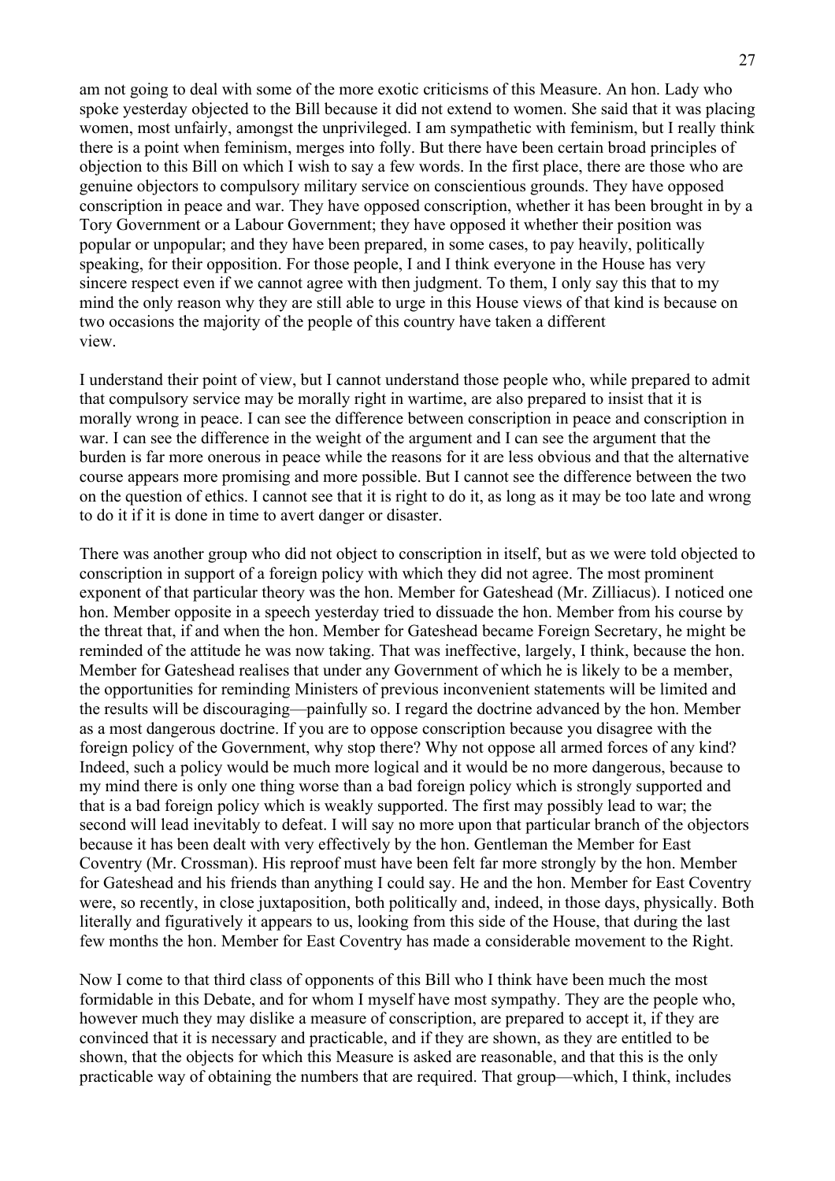am not going to deal with some of the more exotic criticisms of this Measure. An hon. Lady who spoke yesterday objected to the Bill because it did not extend to women. She said that it was placing women, most unfairly, amongst the unprivileged. I am sympathetic with feminism, but I really think there is a point when feminism, merges into folly. But there have been certain broad principles of objection to this Bill on which I wish to say a few words. In the first place, there are those who are genuine objectors to compulsory military service on conscientious grounds. They have opposed conscription in peace and war. They have opposed conscription, whether it has been brought in by a Tory Government or a Labour Government; they have opposed it whether their position was popular or unpopular; and they have been prepared, in some cases, to pay heavily, politically speaking, for their opposition. For those people, I and I think everyone in the House has very sincere respect even if we cannot agree with then judgment. To them, I only say this that to my mind the only reason why they are still able to urge in this House views of that kind is because on two occasions the majority of the people of this country have taken a different view.

I understand their point of view, but I cannot understand those people who, while prepared to admit that compulsory service may be morally right in wartime, are also prepared to insist that it is morally wrong in peace. I can see the difference between conscription in peace and conscription in war. I can see the difference in the weight of the argument and I can see the argument that the burden is far more onerous in peace while the reasons for it are less obvious and that the alternative course appears more promising and more possible. But I cannot see the difference between the two on the question of ethics. I cannot see that it is right to do it, as long as it may be too late and wrong to do it if it is done in time to avert danger or disaster.

There was another group who did not object to conscription in itself, but as we were told objected to conscription in support of a foreign policy with which they did not agree. The most prominent exponent of that particular theory was the hon. Member for Gateshead (Mr. Zilliacus). I noticed one hon. Member opposite in a speech yesterday tried to dissuade the hon. Member from his course by the threat that, if and when the hon. Member for Gateshead became Foreign Secretary, he might be reminded of the attitude he was now taking. That was ineffective, largely, I think, because the hon. Member for Gateshead realises that under any Government of which he is likely to be a member, the opportunities for reminding Ministers of previous inconvenient statements will be limited and the results will be discouraging—painfully so. I regard the doctrine advanced by the hon. Member as a most dangerous doctrine. If you are to oppose conscription because you disagree with the foreign policy of the Government, why stop there? Why not oppose all armed forces of any kind? Indeed, such a policy would be much more logical and it would be no more dangerous, because to my mind there is only one thing worse than a bad foreign policy which is strongly supported and that is a bad foreign policy which is weakly supported. The first may possibly lead to war; the second will lead inevitably to defeat. I will say no more upon that particular branch for the objectors because it has been dealt with very effectively by the hon. Gentleman the Member for East Coventry (Mr. Crossman). His reproof must have been felt far more strongly by the hon. Member for Gateshead and his friends than anything I could say. He and the hon. Member for East Coventry were, so recently, in close juxtaposition, both politically and, indeed, in those days, physically. Both literally and figuratively it appears to us, looking from this side of the House, that during the last few months the hon. Member for East Coventry has made a considerable movement to the Right.

Now I come to that third class of opponents of this Bill who I think have been much the most formidable in this Debate, and for whom I myself have most sympathy. They are the people who, however much they may dislike a measure of conscription, are prepared to accept it, if they are convinced that it is necessary and practicable, and if they are shown, as they are entitled to be shown, that the objects for which this Measure is asked are reasonable, and that this is the only practicable way of obtaining the numbers that are required. That group—which, I think, includes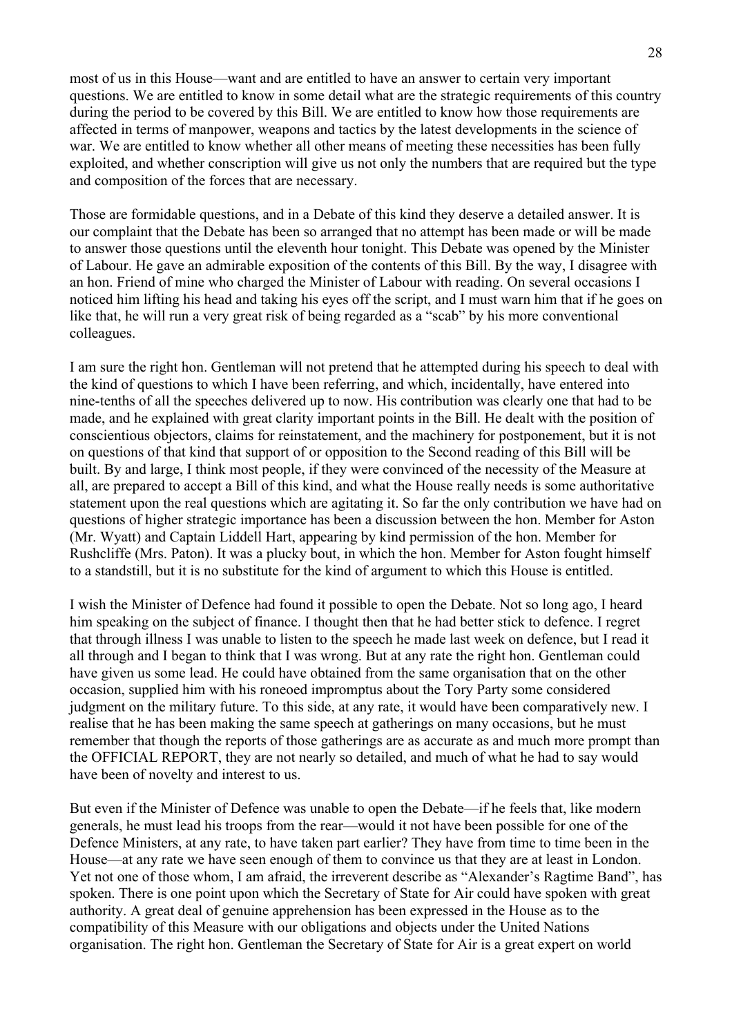most of us in this House—want and are entitled to have an answer to certain very important questions. We are entitled to know in some detail what are the strategic requirements of this country during the period to be covered by this Bill. We are entitled to know how those requirements are affected in terms of manpower, weapons and tactics by the latest developments in the science of war. We are entitled to know whether all other means of meeting these necessities has been fully exploited, and whether conscription will give us not only the numbers that are required but the type and composition of the forces that are necessary.

Those are formidable questions, and in a Debate of this kind they deserve a detailed answer. It is our complaint that the Debate has been so arranged that no attempt has been made or will be made to answer those questions until the eleventh hour tonight. This Debate was opened by the Minister of Labour. He gave an admirable exposition of the contents of this Bill. By the way, I disagree with an hon. Friend of mine who charged the Minister of Labour with reading. On several occasions I noticed him lifting his head and taking his eyes off the script, and I must warn him that if he goes on like that, he will run a very great risk of being regarded as a "scab" by his more conventional colleagues.

I am sure the right hon. Gentleman will not pretend that he attempted during his speech to deal with the kind of questions to which I have been referring, and which, incidentally, have entered into nine-tenths of all the speeches delivered up to now. His contribution was clearly one that had to be made, and he explained with great clarity important points in the Bill. He dealt with the position of conscientious objectors, claims for reinstatement, and the machinery for postponement, but it is not on questions of that kind that support of or opposition to the Second reading of this Bill will be built. By and large, I think most people, if they were convinced of the necessity of the Measure at all, are prepared to accept a Bill of this kind, and what the House really needs is some authoritative statement upon the real questions which are agitating it. So far the only contribution we have had on questions of higher strategic importance has been a discussion between the hon. Member for Aston (Mr. Wyatt) and Captain Liddell Hart, appearing by kind permission of the hon. Member for Rushcliffe (Mrs. Paton). It was a plucky bout, in which the hon. Member for Aston fought himself to a standstill, but it is no substitute for the kind of argument to which this House is entitled.

I wish the Minister of Defence had found it possible to open the Debate. Not so long ago, I heard him speaking on the subject of finance. I thought then that he had better stick to defence. I regret that through illness I was unable to listen to the speech he made last week on defence, but I read it all through and I began to think that I was wrong. But at any rate the right hon. Gentleman could have given us some lead. He could have obtained from the same organisation that on the other occasion, supplied him with his roneoed impromptus about the Tory Party some considered judgment on the military future. To this side, at any rate, it would have been comparatively new. I realise that he has been making the same speech at gatherings on many occasions, but he must remember that though the reports of those gatherings are as accurate as and much more prompt than the OFFICIAL REPORT, they are not nearly so detailed, and much of what he had to say would have been of novelty and interest to us.

But even if the Minister of Defence was unable to open the Debate—if he feels that, like modern generals, he must lead his troops from the rear—would it not have been possible for one of the Defence Ministers, at any rate, to have taken part earlier? They have from time to time been in the House—at any rate we have seen enough of them to convince us that they are at least in London. Yet not one of those whom, I am afraid, the irreverent describe as "Alexander's Ragtime Band", has spoken. There is one point upon which the Secretary of State for Air could have spoken with great authority. A great deal of genuine apprehension has been expressed in the House as to the compatibility of this Measure with our obligations and objects under the United Nations organisation. The right hon. Gentleman the Secretary of State for Air is a great expert on world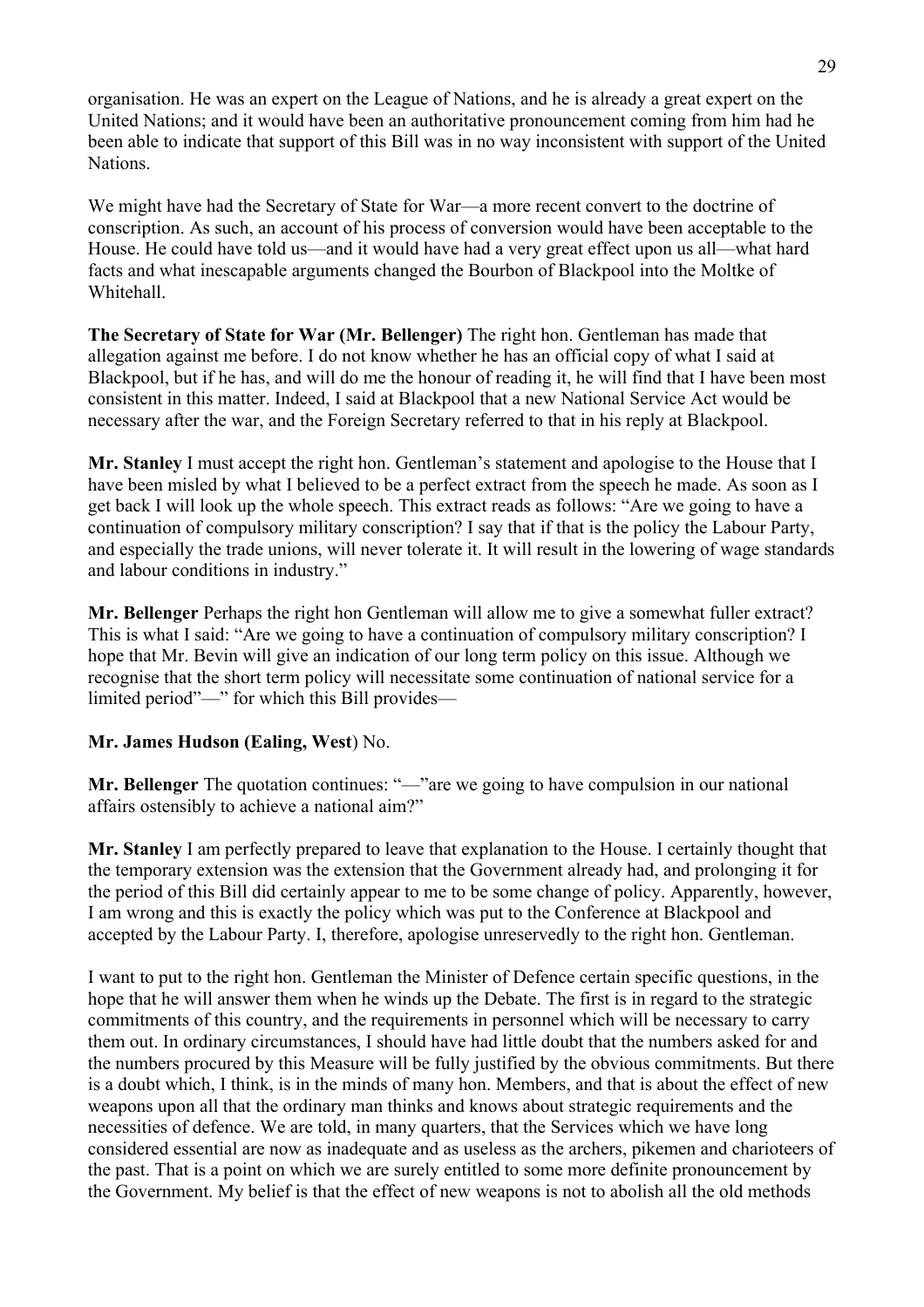organisation. He was an expert on the League of Nations, and he is already a great expert on the United Nations; and it would have been an authoritative pronouncement coming from him had he been able to indicate that support of this Bill was in no way inconsistent with support of the United Nations.

We might have had the Secretary of State for War—a more recent convert to the doctrine of conscription. As such, an account of his process of conversion would have been acceptable to the House. He could have told us—and it would have had a very great effect upon us all—what hard facts and what inescapable arguments changed the Bourbon of Blackpool into the Moltke of Whitehall.

**The Secretary of State for War (Mr. Bellenger)** The right hon. Gentleman has made that allegation against me before. I do not know whether he has an official copy of what I said at Blackpool, but if he has, and will do me the honour of reading it, he will find that I have been most consistent in this matter. Indeed, I said at Blackpool that a new National Service Act would be necessary after the war, and the Foreign Secretary referred to that in his reply at Blackpool.

**Mr. Stanley** I must accept the right hon. Gentleman's statement and apologise to the House that I have been misled by what I believed to be a perfect extract from the speech he made. As soon as I get back I will look up the whole speech. This extract reads as follows: "Are we going to have a continuation of compulsory military conscription? I say that if that is the policy the Labour Party, and especially the trade unions, will never tolerate it. It will result in the lowering of wage standards and labour conditions in industry."

**Mr. Bellenger** Perhaps the right hon Gentleman will allow me to give a somewhat fuller extract? This is what I said: "Are we going to have a continuation of compulsory military conscription? I hope that Mr. Bevin will give an indication of our long term policy on this issue. Although we recognise that the short term policy will necessitate some continuation of national service for a limited period"—" for which this Bill provides—

**Mr. James Hudson (Ealing, West**) No.

**Mr. Bellenger** The quotation continues: "—"are we going to have compulsion in our national affairs ostensibly to achieve a national aim?"

**Mr. Stanley** I am perfectly prepared to leave that explanation to the House. I certainly thought that the temporary extension was the extension that the Government already had, and prolonging it for the period of this Bill did certainly appear to me to be some change of policy. Apparently, however, I am wrong and this is exactly the policy which was put to the Conference at Blackpool and accepted by the Labour Party. I, therefore, apologise unreservedly to the right hon. Gentleman.

I want to put to the right hon. Gentleman the Minister of Defence certain specific questions, in the hope that he will answer them when he winds up the Debate. The first is in regard to the strategic commitments of this country, and the requirements in personnel which will be necessary to carry them out. In ordinary circumstances, I should have had little doubt that the numbers asked for and the numbers procured by this Measure will be fully justified by the obvious commitments. But there is a doubt which, I think, is in the minds of many hon. Members, and that is about the effect of new weapons upon all that the ordinary man thinks and knows about strategic requirements and the necessities of defence. We are told, in many quarters, that the Services which we have long considered essential are now as inadequate and as useless as the archers, pikemen and charioteers of the past. That is a point on which we are surely entitled to some more definite pronouncement by the Government. My belief is that the effect of new weapons is not to abolish all the old methods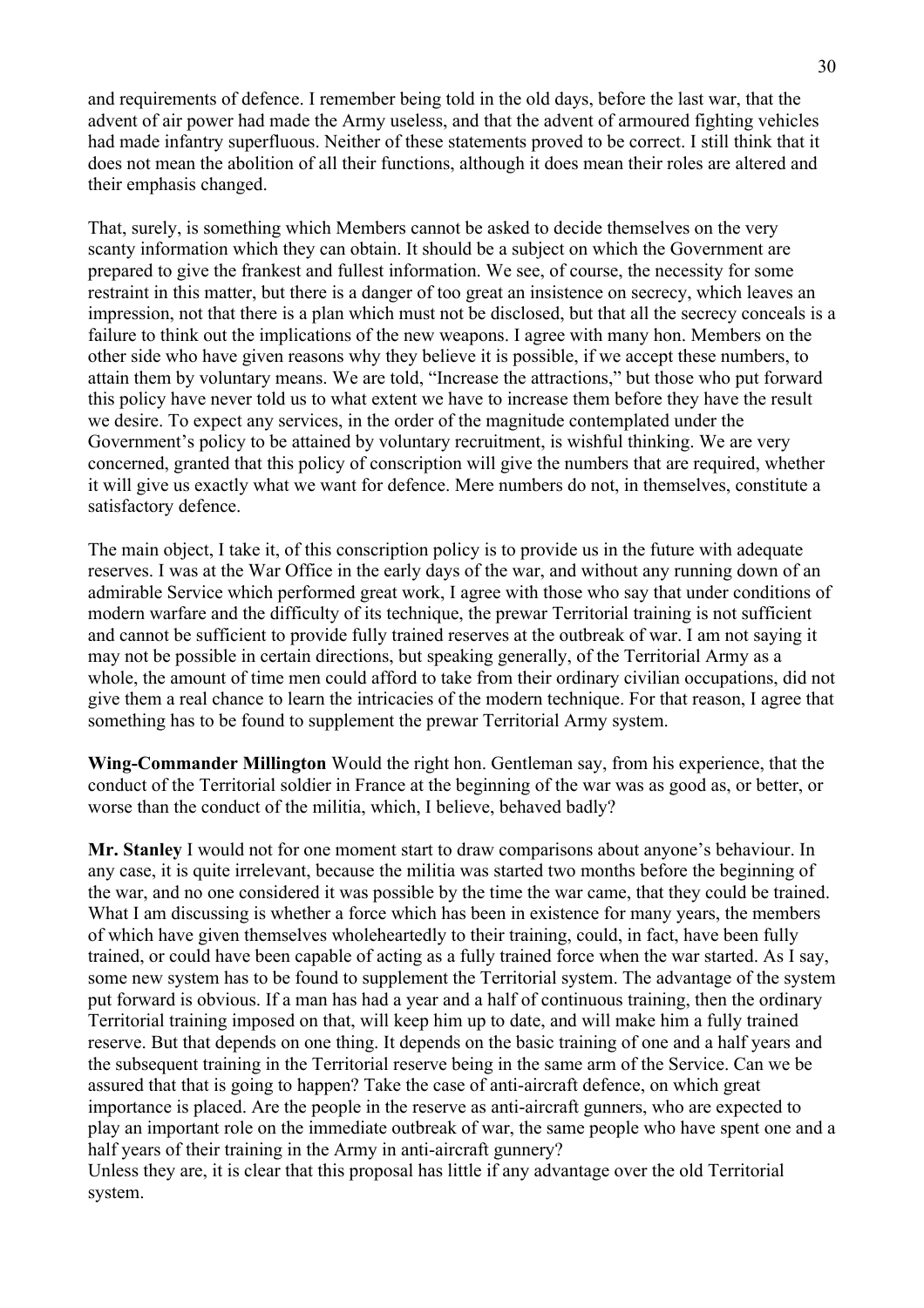and requirements of defence. I remember being told in the old days, before the last war, that the advent of air power had made the Army useless, and that the advent of armoured fighting vehicles had made infantry superfluous. Neither of these statements proved to be correct. I still think that it does not mean the abolition of all their functions, although it does mean their roles are altered and their emphasis changed.

That, surely, is something which Members cannot be asked to decide themselves on the very scanty information which they can obtain. It should be a subject on which the Government are prepared to give the frankest and fullest information. We see, of course, the necessity for some restraint in this matter, but there is a danger of too great an insistence on secrecy, which leaves an impression, not that there is a plan which must not be disclosed, but that all the secrecy conceals is a failure to think out the implications of the new weapons. I agree with many hon. Members on the other side who have given reasons why they believe it is possible, if we accept these numbers, to attain them by voluntary means. We are told, "Increase the attractions," but those who put forward this policy have never told us to what extent we have to increase them before they have the result we desire. To expect any services, in the order of the magnitude contemplated under the Government's policy to be attained by voluntary recruitment, is wishful thinking. We are very concerned, granted that this policy of conscription will give the numbers that are required, whether it will give us exactly what we want for defence. Mere numbers do not, in themselves, constitute a satisfactory defence.

The main object, I take it, of this conscription policy is to provide us in the future with adequate reserves. I was at the War Office in the early days of the war, and without any running down of an admirable Service which performed great work, I agree with those who say that under conditions of modern warfare and the difficulty of its technique, the prewar Territorial training is not sufficient and cannot be sufficient to provide fully trained reserves at the outbreak of war. I am not saying it may not be possible in certain directions, but speaking generally, of the Territorial Army as a whole, the amount of time men could afford to take from their ordinary civilian occupations, did not give them a real chance to learn the intricacies of the modern technique. For that reason, I agree that something has to be found to supplement the prewar Territorial Army system.

**Wing-Commander Millington** Would the right hon. Gentleman say, from his experience, that the conduct of the Territorial soldier in France at the beginning of the war was as good as, or better, or worse than the conduct of the militia, which, I believe, behaved badly?

**Mr. Stanley** I would not for one moment start to draw comparisons about anyone's behaviour. In any case, it is quite irrelevant, because the militia was started two months before the beginning of the war, and no one considered it was possible by the time the war came, that they could be trained. What I am discussing is whether a force which has been in existence for many years, the members of which have given themselves wholeheartedly to their training, could, in fact, have been fully trained, or could have been capable of acting as a fully trained force when the war started. As I say, some new system has to be found to supplement the Territorial system. The advantage of the system put forward is obvious. If a man has had a year and a half of continuous training, then the ordinary Territorial training imposed on that, will keep him up to date, and will make him a fully trained reserve. But that depends on one thing. It depends on the basic training of one and a half years and the subsequent training in the Territorial reserve being in the same arm of the Service. Can we be assured that that is going to happen? Take the case of anti-aircraft defence, on which great importance is placed. Are the people in the reserve as anti-aircraft gunners, who are expected to play an important role on the immediate outbreak of war, the same people who have spent one and a half years of their training in the Army in anti-aircraft gunnery?
Unless they are, it is clear that this proposal has little if any advantage over the old Territorial system.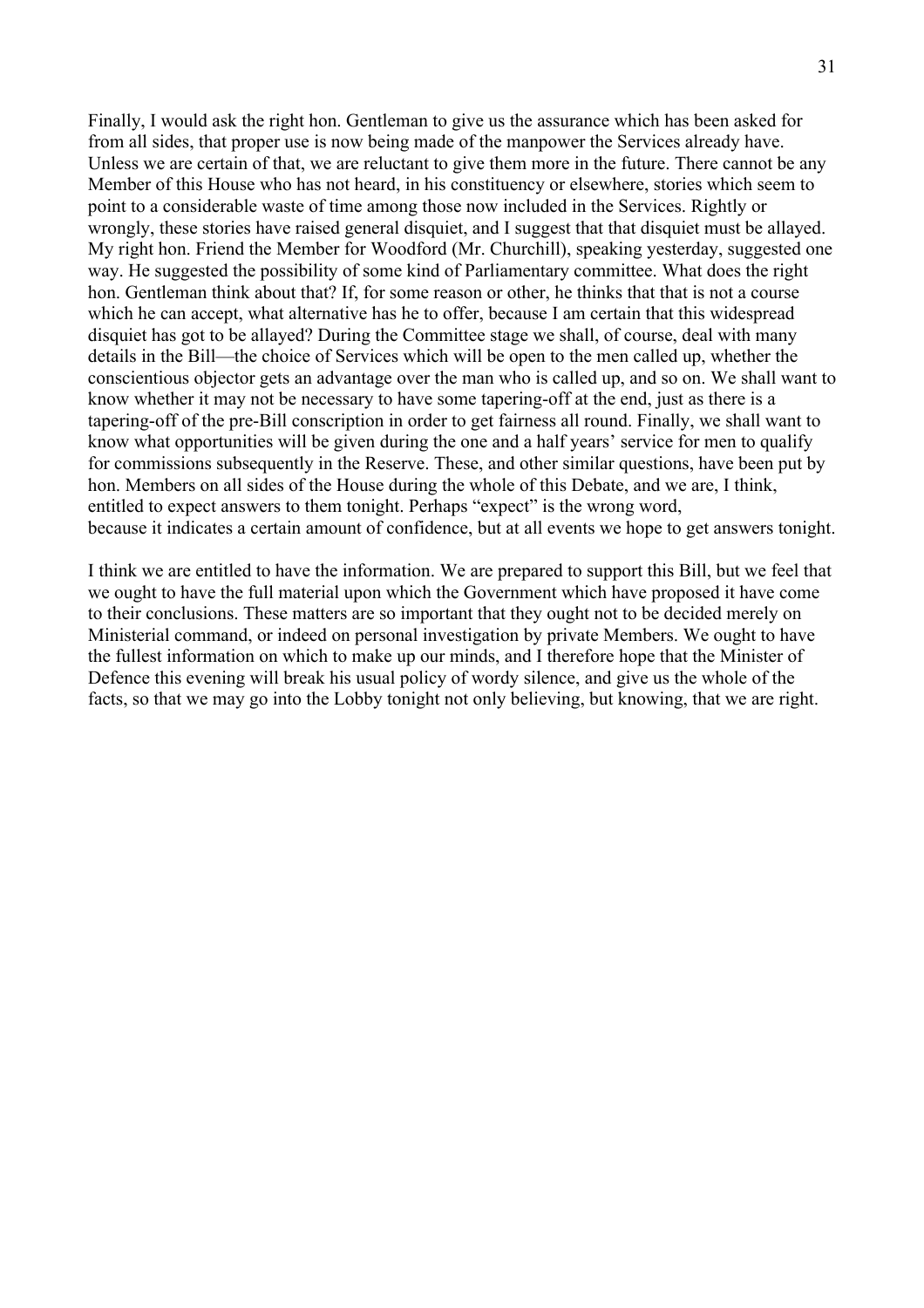Finally, I would ask the right hon. Gentleman to give us the assurance which has been asked for from all sides, that proper use is now being made of the manpower the Services already have. Unless we are certain of that, we are reluctant to give them more in the future. There cannot be any Member of this House who has not heard, in his constituency or elsewhere, stories which seem to point to a considerable waste of time among those now included in the Services. Rightly or wrongly, these stories have raised general disquiet, and I suggest that that disquiet must be allayed. My right hon. Friend the Member for Woodford (Mr. Churchill), speaking yesterday, suggested one way. He suggested the possibility of some kind of Parliamentary committee. What does the right hon. Gentleman think about that? If, for some reason or other, he thinks that that is not a course which he can accept, what alternative has he to offer, because I am certain that this widespread disquiet has got to be allayed? During the Committee stage we shall, of course, deal with many details in the Bill—the choice of Services which will be open to the men called up, whether the conscientious objector gets an advantage over the man who is called up, and so on. We shall want to know whether it may not be necessary to have some tapering-off at the end, just as there is a tapering-off of the pre-Bill conscription in order to get fairness all round. Finally, we shall want to know what opportunities will be given during the one and a half years' service for men to qualify for commissions subsequently in the Reserve. These, and other similar questions, have been put by hon. Members on all sides of the House during the whole of this Debate, and we are, I think, entitled to expect answers to them tonight. Perhaps "expect" is the wrong word, because it indicates a certain amount of confidence, but at all events we hope to get answers tonight.

I think we are entitled to have the information. We are prepared to support this Bill, but we feel that we ought to have the full material upon which the Government which have proposed it have come to their conclusions. These matters are so important that they ought not to be decided merely on Ministerial command, or indeed on personal investigation by private Members. We ought to have the fullest information on which to make up our minds, and I therefore hope that the Minister of Defence this evening will break his usual policy of wordy silence, and give us the whole of the facts, so that we may go into the Lobby tonight not only believing, but knowing, that we are right.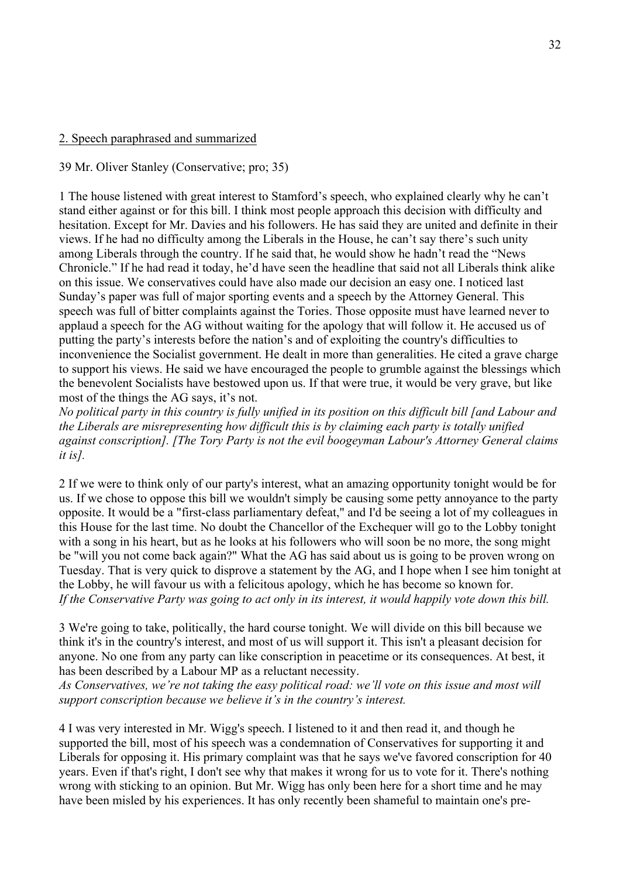2. Speech paraphrased and summarized

39 Mr. Oliver Stanley (Conservative; pro; 35)

1 The house listened with great interest to Stamford's speech, who explained clearly why he can't stand either against or for this bill. I think most people approach this decision with difficulty and hesitation. Except for Mr. Davies and his followers. He has said they are united and definite in their views. If he had no difficulty among the Liberals in the House, he can't say there's such unity among Liberals through the country. If he said that, he would show he hadn't read the "News Chronicle." If he had read it today, he'd have seen the headline that said not all Liberals think alike on this issue. We conservatives could have also made our decision an easy one. I noticed last Sunday's paper was full of major sporting events and a speech by the Attorney General. This speech was full of bitter complaints against the Tories. Those opposite must have learned never to applaud a speech for the AG without waiting for the apology that will follow it. He accused us of putting the party's interests before the nation's and of exploiting the country's difficulties to inconvenience the Socialist government. He dealt in more than generalities. He cited a grave charge to support his views. He said we have encouraged the people to grumble against the blessings which the benevolent Socialists have bestowed upon us. If that were true, it would be very grave, but like most of the things the AG says, it's not.
*No political party in this country is fully unified in its position on this difficult bill [and Labour and the Liberals are misrepresenting how difficult this is by claiming each party is totally unified against conscription]. [The Tory Party is not the evil boogeyman Labour's Attorney General claims it is].*

2 If we were to think only of our party's interest, what an amazing opportunity tonight would be for us. If we chose to oppose this bill we wouldn't simply be causing some petty annoyance to the party opposite. It would be a "first-class parliamentary defeat," and I'd be seeing a lot of my colleagues in this House for the last time. No doubt the Chancellor of the Exchequer will go to the Lobby tonight with a song in his heart, but as he looks at his followers who will soon be no more, the song might be "will you not come back again?" What the AG has said about us is going to be proven wrong on Tuesday. That is very quick to disprove a statement by the AG, and I hope when I see him tonight at the Lobby, he will favour us with a felicitous apology, which he has become so known for.
*If the Conservative Party was going to act only in its interest, it would happily vote down this bill.*

3 We're going to take, politically, the hard course tonight. We will divide on this bill because we think it's in the country's interest, and most of us will support it. This isn't a pleasant decision for anyone. No one from any party can like conscription in peacetime or its consequences. At best, it has been described by a Labour MP as a reluctant necessity.
*As Conservatives, we're not taking the easy political road: we'll vote on this issue and most will support conscription because we believe it's in the country's interest.*

4 I was very interested in Mr. Wigg's speech. I listened to it and then read it, and though he supported the bill, most of his speech was a condemnation of Conservatives for supporting it and Liberals for opposing it. His primary complaint was that he says we've favored conscription for 40 years. Even if that's right, I don't see why that makes it wrong for us to vote for it. There's nothing wrong with sticking to an opinion. But Mr. Wigg has only been here for a short time and he may have been misled by his experiences. It has only recently been shameful to maintain one's pre-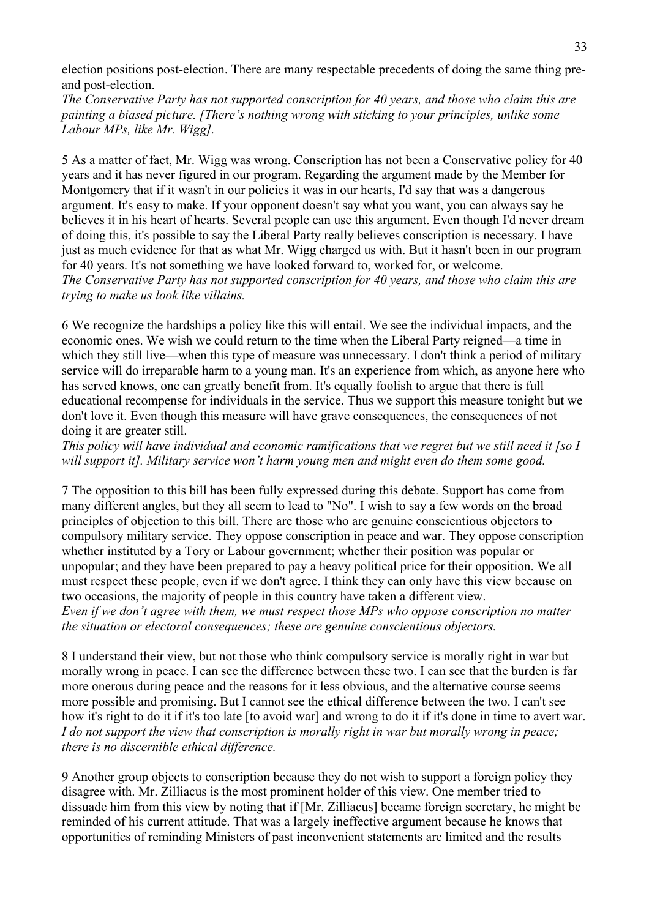election positions post-election. There are many respectable precedents of doing the same thing pre- and post-election.

*The Conservative Party has not supported conscription for 40 years, and those who claim this are painting a biased picture. [There's nothing wrong with sticking to your principles, unlike some Labour MPs, like Mr. Wigg].*

5 As a matter of fact, Mr. Wigg was wrong. Conscription has not been a Conservative policy for 40 years and it has never figured in our program. Regarding the argument made by the Member for Montgomery that if it wasn't in our policies it was in our hearts, I'd say that was a dangerous argument. It's easy to make. If your opponent doesn't say what you want, you can always say he believes it in his heart of hearts. Several people can use this argument. Even though I'd never dream of doing this, it's possible to say the Liberal Party really believes conscription is necessary. I have just as much evidence for that as what Mr. Wigg charged us with. But it hasn't been in our program for 40 years. It's not something we have looked forward to, worked for, or welcome.

*The Conservative Party has not supported conscription for 40 years, and those who claim this are trying to make us look like villains.*

6 We recognize the hardships a policy like this will entail. We see the individual impacts, and the economic ones. We wish we could return to the time when the Liberal Party reigned—a time in which they still live—when this type of measure was unnecessary. I don't think a period of military service will do irreparable harm to a young man. It's an experience from which, as anyone here who has served knows, one can greatly benefit from. It's equally foolish to argue that there is full educational recompense for individuals in the service. Thus we support this measure tonight but we don't love it. Even though this measure will have grave consequences, the consequences of not doing it are greater still.

*This policy will have individual and economic ramifications that we regret but we still need it [so I will support it]. Military service won't harm young men and might even do them some good.*

7 The opposition to this bill has been fully expressed during this debate. Support has come from many different angles, but they all seem to lead to "No". I wish to say a few words on the broad principles of objection to this bill. There are those who are genuine conscientious objectors to compulsory military service. They oppose conscription in peace and war. They oppose conscription whether instituted by a Tory or Labour government; whether their position was popular or unpopular; and they have been prepared to pay a heavy political price for their opposition. We all must respect these people, even if we don't agree. I think they can only have this view because on two occasions, the majority of people in this country have taken a different view.

*Even if we don't agree with them, we must respect those MPs who oppose conscription no matter the situation or electoral consequences; these are genuine conscientious objectors.*

8 I understand their view, but not those who think compulsory service is morally right in war but morally wrong in peace. I can see the difference between these two. I can see that the burden is far more onerous during peace and the reasons for it less obvious, and the alternative course seems more possible and promising. But I cannot see the ethical difference between the two. I can't see how it's right to do it if it's too late [to avoid war] and wrong to do it if it's done in time to avert war.

*I do not support the view that conscription is morally right in war but morally wrong in peace; there is no discernible ethical difference.*

9 Another group objects to conscription because they do not wish to support a foreign policy they disagree with. Mr. Zilliacus is the most prominent holder of this view. One member tried to dissuade him from this view by noting that if [Mr. Zilliacus] became foreign secretary, he might be reminded of his current attitude. That was a largely ineffective argument because he knows that opportunities of reminding Ministers of past inconvenient statements are limited and the results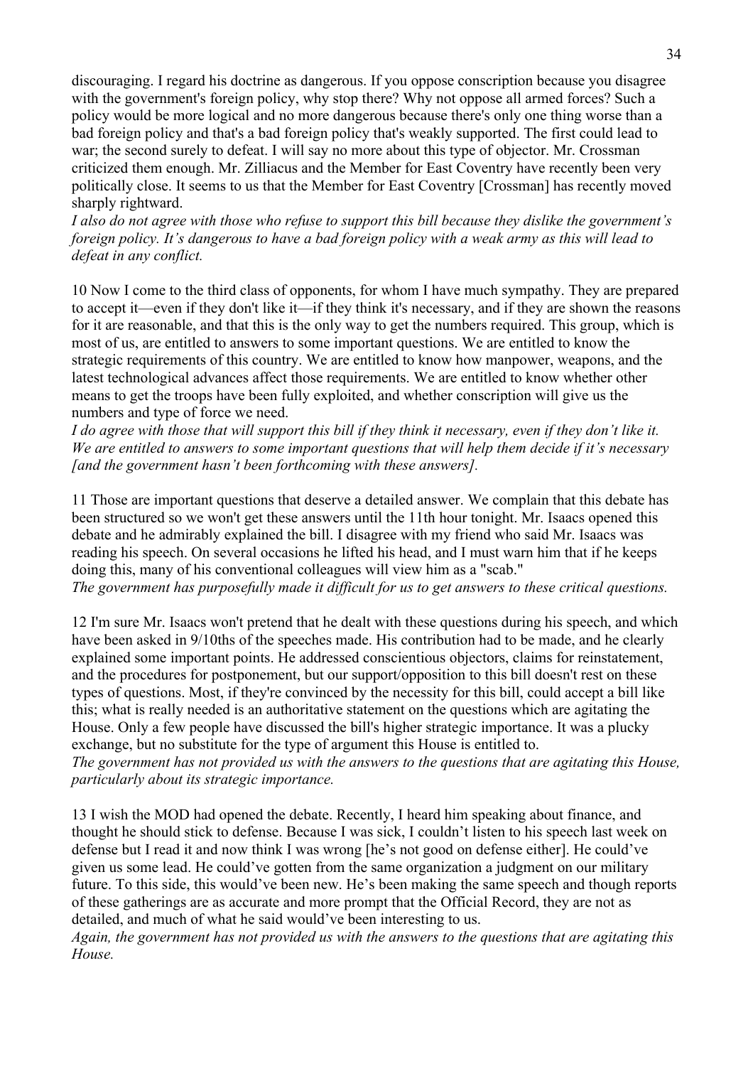discouraging. I regard his doctrine as dangerous. If you oppose conscription because you disagree with the government's foreign policy, why stop there? Why not oppose all armed forces? Such a policy would be more logical and no more dangerous because there's only one thing worse than a bad foreign policy and that's a bad foreign policy that's weakly supported. The first could lead to war; the second surely to defeat. I will say no more about this type of objector. Mr. Crossman criticized them enough. Mr. Zilliacus and the Member for East Coventry have recently been very politically close. It seems to us that the Member for East Coventry [Crossman] has recently moved sharply rightward.
*I also do not agree with those who refuse to support this bill because they dislike the government's foreign policy. It's dangerous to have a bad foreign policy with a weak army as this will lead to defeat in any conflict.*

10 Now I come to the third class of opponents, for whom I have much sympathy. They are prepared to accept it—even if they don't like it—if they think it's necessary, and if they are shown the reasons for it are reasonable, and that this is the only way to get the numbers required. This group, which is most of us, are entitled to answers to some important questions. We are entitled to know the strategic requirements of this country. We are entitled to know how manpower, weapons, and the latest technological advances affect those requirements. We are entitled to know whether other means to get the troops have been fully exploited, and whether conscription will give us the numbers and type of force we need.
*I do agree with those that will support this bill if they think it necessary, even if they don't like it. We are entitled to answers to some important questions that will help them decide if it's necessary [and the government hasn't been forthcoming with these answers].*

11 Those are important questions that deserve a detailed answer. We complain that this debate has been structured so we won't get these answers until the 11th hour tonight. Mr. Isaacs opened this debate and he admirably explained the bill. I disagree with my friend who said Mr. Isaacs was reading his speech. On several occasions he lifted his head, and I must warn him that if he keeps doing this, many of his conventional colleagues will view him as a "scab."
*The government has purposefully made it difficult for us to get answers to these critical questions.*

12 I'm sure Mr. Isaacs won't pretend that he dealt with these questions during his speech, and which have been asked in 9/10ths of the speeches made. His contribution had to be made, and he clearly explained some important points. He addressed conscientious objectors, claims for reinstatement, and the procedures for postponement, but our support/opposition to this bill doesn't rest on these types of questions. Most, if they're convinced by the necessity for this bill, could accept a bill like this; what is really needed is an authoritative statement on the questions which are agitating the House. Only a few people have discussed the bill's higher strategic importance. It was a plucky exchange, but no substitute for the type of argument this House is entitled to.
*The government has not provided us with the answers to the questions that are agitating this House, particularly about its strategic importance.*

13 I wish the MOD had opened the debate. Recently, I heard him speaking about finance, and thought he should stick to defense. Because I was sick, I couldn't listen to his speech last week on defense but I read it and now think I was wrong [he's not good on defense either]. He could've given us some lead. He could've gotten from the same organization a judgment on our military future. To this side, this would've been new. He's been making the same speech and though reports of these gatherings are as accurate and more prompt that the Official Record, they are not as detailed, and much of what he said would've been interesting to us.
*Again, the government has not provided us with the answers to the questions that are agitating this House.*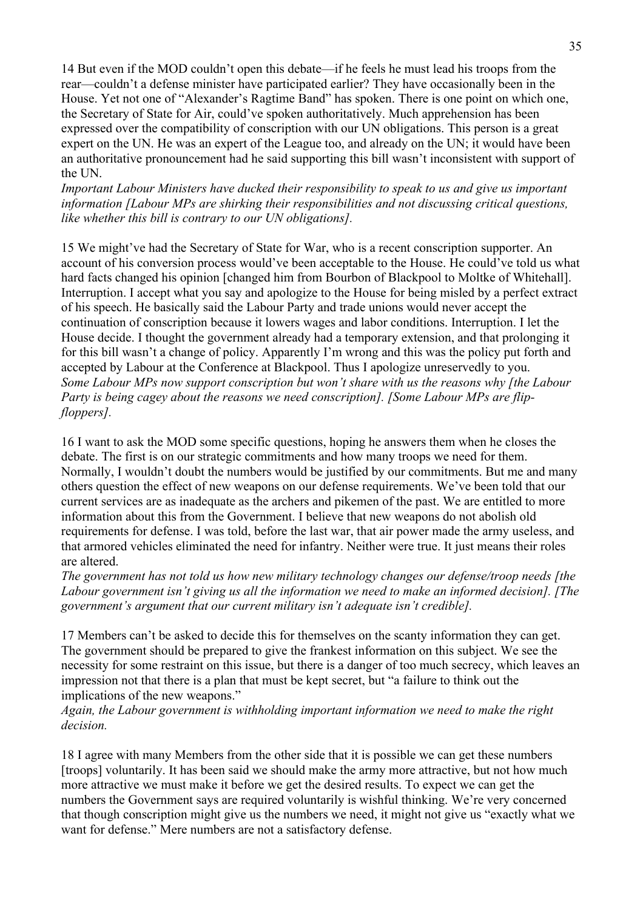14 But even if the MOD couldn't open this debate—if he feels he must lead his troops from the rear—couldn't a defense minister have participated earlier? They have occasionally been in the House. Yet not one of "Alexander's Ragtime Band" has spoken. There is one point on which one, the Secretary of State for Air, could've spoken authoritatively. Much apprehension has been expressed over the compatibility of conscription with our UN obligations. This person is a great expert on the UN. He was an expert of the League too, and already on the UN; it would have been an authoritative pronouncement had he said supporting this bill wasn't inconsistent with support of the UN.
*Important Labour Ministers have ducked their responsibility to speak to us and give us important information [Labour MPs are shirking their responsibilities and not discussing critical questions, like whether this bill is contrary to our UN obligations].*

15 We might've had the Secretary of State for War, who is a recent conscription supporter. An account of his conversion process would've been acceptable to the House. He could've told us what hard facts changed his opinion [changed him from Bourbon of Blackpool to Moltke of Whitehall]. Interruption. I accept what you say and apologize to the House for being misled by a perfect extract of his speech. He basically said the Labour Party and trade unions would never accept the continuation of conscription because it lowers wages and labor conditions. Interruption. I let the House decide. I thought the government already had a temporary extension, and that prolonging it for this bill wasn't a change of policy. Apparently I'm wrong and this was the policy put forth and accepted by Labour at the Conference at Blackpool. Thus I apologize unreservedly to you.
*Some Labour MPs now support conscription but won't share with us the reasons why [the Labour Party is being cagey about the reasons we need conscription]. [Some Labour MPs are flip-floppers].*

16 I want to ask the MOD some specific questions, hoping he answers them when he closes the debate. The first is on our strategic commitments and how many troops we need for them. Normally, I wouldn't doubt the numbers would be justified by our commitments. But me and many others question the effect of new weapons on our defense requirements. We've been told that our current services are as inadequate as the archers and pikemen of the past. We are entitled to more information about this from the Government. I believe that new weapons do not abolish old requirements for defense. I was told, before the last war, that air power made the army useless, and that armored vehicles eliminated the need for infantry. Neither were true. It just means their roles are altered.
*The government has not told us how new military technology changes our defense/troop needs [the Labour government isn't giving us all the information we need to make an informed decision]. [The government's argument that our current military isn't adequate isn't credible].*

17 Members can't be asked to decide this for themselves on the scanty information they can get. The government should be prepared to give the frankest information on this subject. We see the necessity for some restraint on this issue, but there is a danger of too much secrecy, which leaves an impression not that there is a plan that must be kept secret, but "a failure to think out the implications of the new weapons."
*Again, the Labour government is withholding important information we need to make the right decision.*

18 I agree with many Members from the other side that it is possible we can get these numbers [troops] voluntarily. It has been said we should make the army more attractive, but not how much more attractive we must make it before we get the desired results. To expect we can get the numbers the Government says are required voluntarily is wishful thinking. We're very concerned that though conscription might give us the numbers we need, it might not give us "exactly what we want for defense." Mere numbers are not a satisfactory defense.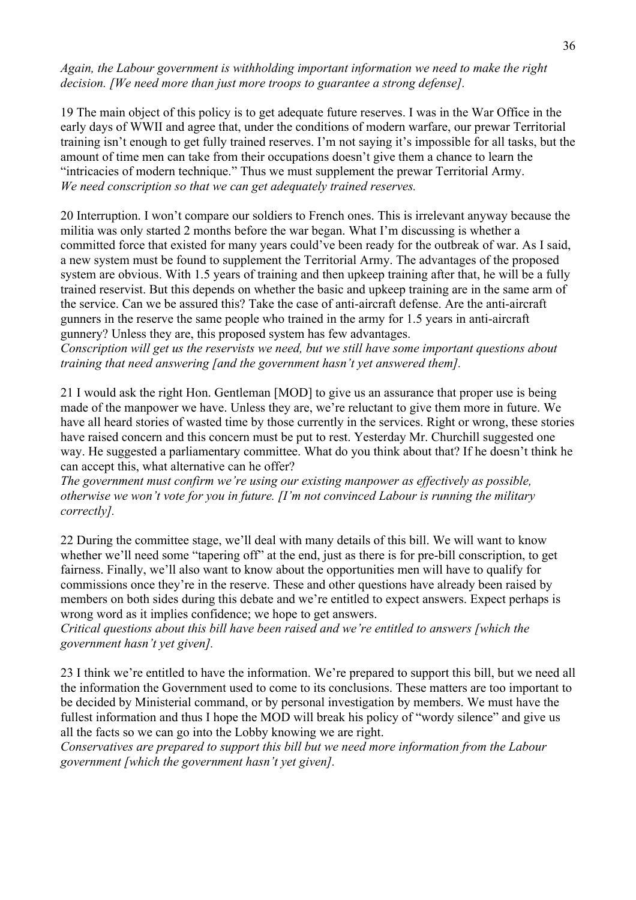*Again, the Labour government is withholding important information we need to make the right decision. [We need more than just more troops to guarantee a strong defense].*

19 The main object of this policy is to get adequate future reserves. I was in the War Office in the early days of WWII and agree that, under the conditions of modern warfare, our prewar Territorial training isn't enough to get fully trained reserves. I'm not saying it's impossible for all tasks, but the amount of time men can take from their occupations doesn't give them a chance to learn the "intricacies of modern technique." Thus we must supplement the prewar Territorial Army.
*We need conscription so that we can get adequately trained reserves.*

20 Interruption. I won't compare our soldiers to French ones. This is irrelevant anyway because the militia was only started 2 months before the war began. What I'm discussing is whether a committed force that existed for many years could've been ready for the outbreak of war. As I said, a new system must be found to supplement the Territorial Army. The advantages of the proposed system are obvious. With 1.5 years of training and then upkeep training after that, he will be a fully trained reservist. But this depends on whether the basic and upkeep training are in the same arm of the service. Can we be assured this? Take the case of anti-aircraft defense. Are the anti-aircraft gunners in the reserve the same people who trained in the army for 1.5 years in anti-aircraft gunnery? Unless they are, this proposed system has few advantages.
*Conscription will get us the reservists we need, but we still have some important questions about training that need answering [and the government hasn't yet answered them].*

21 I would ask the right Hon. Gentleman [MOD] to give us an assurance that proper use is being made of the manpower we have. Unless they are, we're reluctant to give them more in future. We have all heard stories of wasted time by those currently in the services. Right or wrong, these stories have raised concern and this concern must be put to rest. Yesterday Mr. Churchill suggested one way. He suggested a parliamentary committee. What do you think about that? If he doesn't think he can accept this, what alternative can he offer?
*The government must confirm we're using our existing manpower as effectively as possible, otherwise we won't vote for you in future. [I'm not convinced Labour is running the military correctly].*

22 During the committee stage, we'll deal with many details of this bill. We will want to know whether we'll need some "tapering off" at the end, just as there is for pre-bill conscription, to get fairness. Finally, we'll also want to know about the opportunities men will have to qualify for commissions once they're in the reserve. These and other questions have already been raised by members on both sides during this debate and we're entitled to expect answers. Expect perhaps is wrong word as it implies confidence; we hope to get answers.
*Critical questions about this bill have been raised and we're entitled to answers [which the government hasn't yet given].*

23 I think we're entitled to have the information. We're prepared to support this bill, but we need all the information the Government used to come to its conclusions. These matters are too important to be decided by Ministerial command, or by personal investigation by members. We must have the fullest information and thus I hope the MOD will break his policy of "wordy silence" and give us all the facts so we can go into the Lobby knowing we are right.
*Conservatives are prepared to support this bill but we need more information from the Labour government [which the government hasn't yet given].*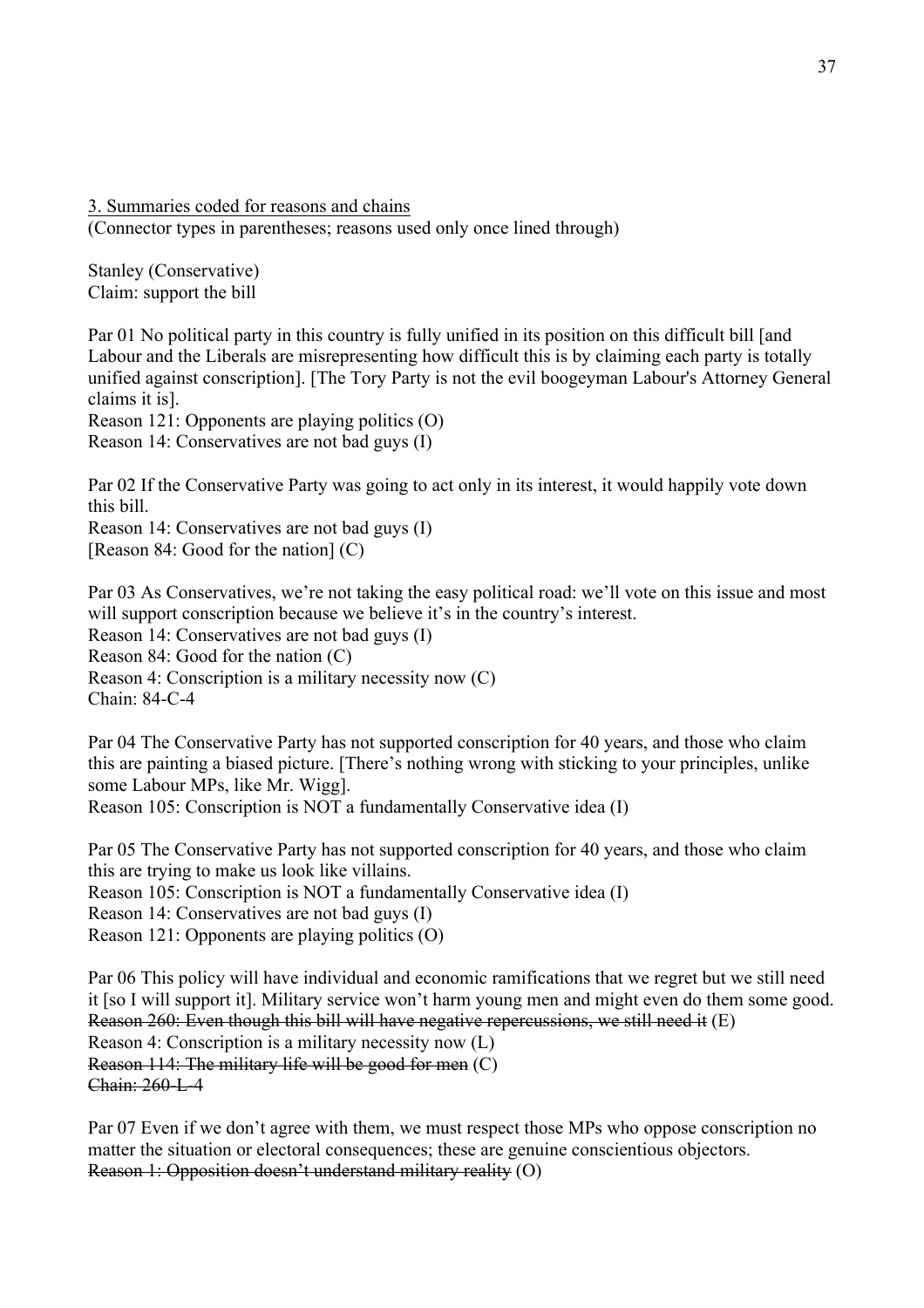3. Summaries coded for reasons and chains

(Connector types in parentheses; reasons used only once lined through)

Stanley (Conservative)
Claim: support the bill

Par 01 No political party in this country is fully unified in its position on this difficult bill [and Labour and the Liberals are misrepresenting how difficult this is by claiming each party is totally unified against conscription]. [The Tory Party is not the evil boogeyman Labour's Attorney General claims it is].
Reason 121: Opponents are playing politics (O)
Reason 14: Conservatives are not bad guys (I)

Par 02 If the Conservative Party was going to act only in its interest, it would happily vote down this bill.
Reason 14: Conservatives are not bad guys (I)
[Reason 84: Good for the nation] (C)

Par 03 As Conservatives, we're not taking the easy political road: we'll vote on this issue and most will support conscription because we believe it's in the country's interest.
Reason 14: Conservatives are not bad guys (I)
Reason 84: Good for the nation (C)
Reason 4: Conscription is a military necessity now (C)
Chain: 84-C-4

Par 04 The Conservative Party has not supported conscription for 40 years, and those who claim this are painting a biased picture. [There's nothing wrong with sticking to your principles, unlike some Labour MPs, like Mr. Wigg].
Reason 105: Conscription is NOT a fundamentally Conservative idea (I)

Par 05 The Conservative Party has not supported conscription for 40 years, and those who claim this are trying to make us look like villains.
Reason 105: Conscription is NOT a fundamentally Conservative idea (I)
Reason 14: Conservatives are not bad guys (I)
Reason 121: Opponents are playing politics (O)

Par 06 This policy will have individual and economic ramifications that we regret but we still need it [so I will support it]. Military service won't harm young men and might even do them some good.
~~Reason 260: Even though this bill will have negative repercussions, we still need it~~ (E)
Reason 4: Conscription is a military necessity now (L)
~~Reason 114: The military life will be good for men~~ (C)
~~Chain: 260-L-4~~

Par 07 Even if we don't agree with them, we must respect those MPs who oppose conscription no matter the situation or electoral consequences; these are genuine conscientious objectors.
~~Reason 1: Opposition doesn't understand military reality~~ (O)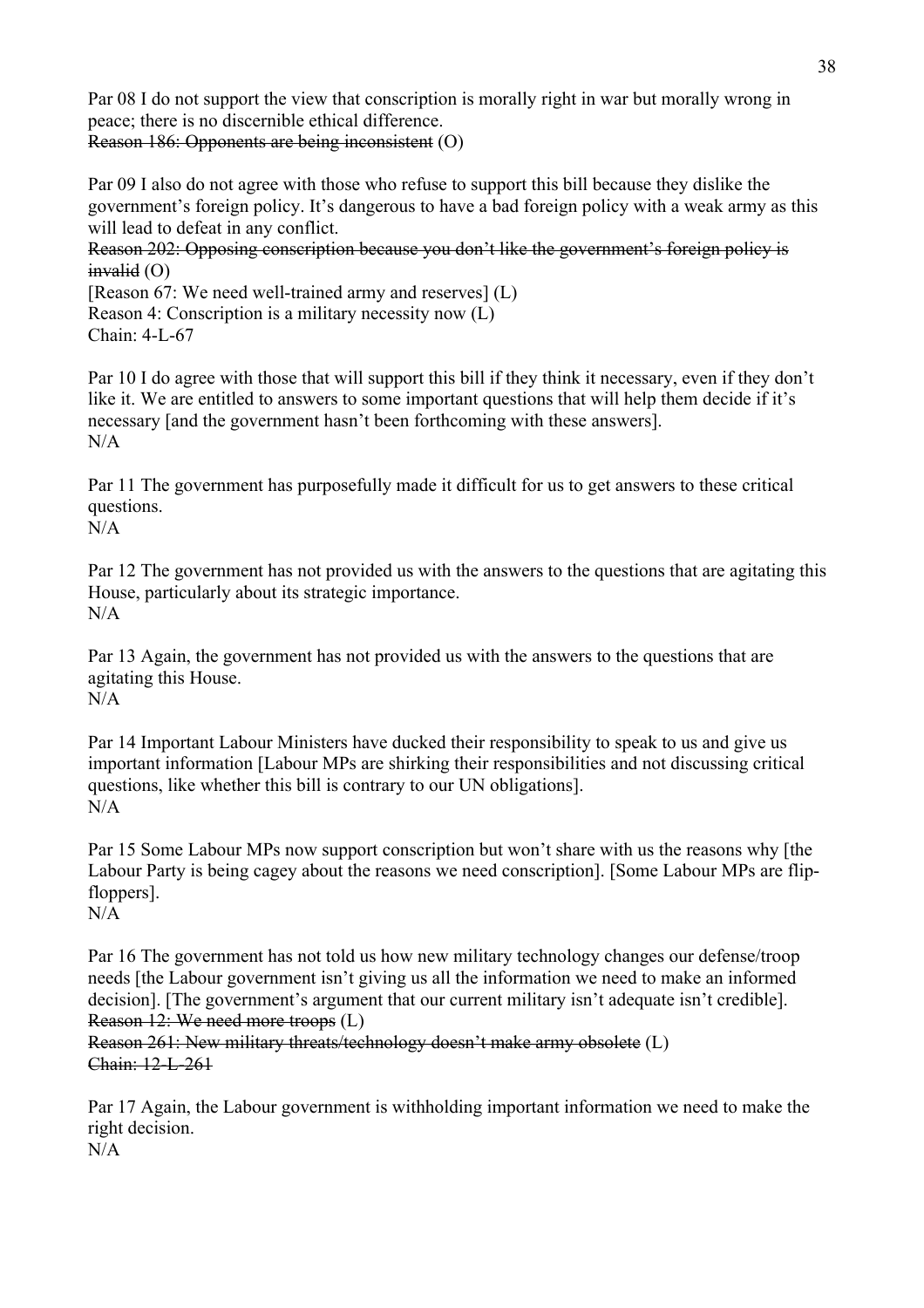Par 08 I do not support the view that conscription is morally right in war but morally wrong in peace; there is no discernible ethical difference.
~~Reason 186: Opponents are being inconsistent~~ (O)

Par 09 I also do not agree with those who refuse to support this bill because they dislike the government's foreign policy. It's dangerous to have a bad foreign policy with a weak army as this will lead to defeat in any conflict.
~~Reason 202: Opposing conscription because you don't like the government's foreign policy is invalid~~ (O)
[Reason 67: We need well-trained army and reserves] (L)
Reason 4: Conscription is a military necessity now (L)
Chain: 4-L-67

Par 10 I do agree with those that will support this bill if they think it necessary, even if they don't like it. We are entitled to answers to some important questions that will help them decide if it's necessary [and the government hasn't been forthcoming with these answers].
N/A

Par 11 The government has purposefully made it difficult for us to get answers to these critical questions.
N/A

Par 12 The government has not provided us with the answers to the questions that are agitating this House, particularly about its strategic importance.
N/A

Par 13 Again, the government has not provided us with the answers to the questions that are agitating this House.
N/A

Par 14 Important Labour Ministers have ducked their responsibility to speak to us and give us important information [Labour MPs are shirking their responsibilities and not discussing critical questions, like whether this bill is contrary to our UN obligations].
N/A

Par 15 Some Labour MPs now support conscription but won't share with us the reasons why [the Labour Party is being cagey about the reasons we need conscription]. [Some Labour MPs are flip-floppers].
N/A

Par 16 The government has not told us how new military technology changes our defense/troop needs [the Labour government isn't giving us all the information we need to make an informed decision]. [The government's argument that our current military isn't adequate isn't credible].
~~Reason 12: We need more troops~~ (L)
~~Reason 261: New military threats/technology doesn't make army obsolete~~ (L)
~~Chain: 12-L-261~~

Par 17 Again, the Labour government is withholding important information we need to make the right decision.
N/A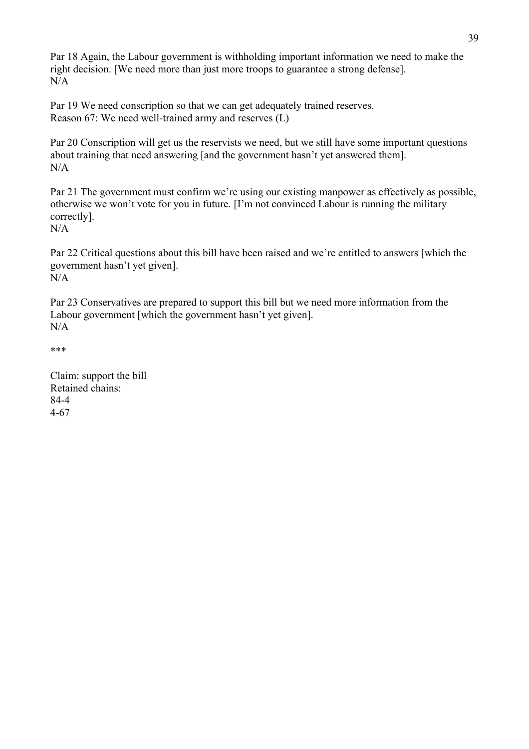Par 18 Again, the Labour government is withholding important information we need to make the right decision. [We need more than just more troops to guarantee a strong defense].
N/A

Par 19 We need conscription so that we can get adequately trained reserves.
Reason 67: We need well-trained army and reserves (L)

Par 20 Conscription will get us the reservists we need, but we still have some important questions about training that need answering [and the government hasn't yet answered them].
N/A

Par 21 The government must confirm we're using our existing manpower as effectively as possible, otherwise we won't vote for you in future. [I'm not convinced Labour is running the military correctly].
N/A

Par 22 Critical questions about this bill have been raised and we're entitled to answers [which the government hasn't yet given].
N/A

Par 23 Conservatives are prepared to support this bill but we need more information from the Labour government [which the government hasn't yet given].
N/A

***

Claim: support the bill
Retained chains:
84-4
4-67